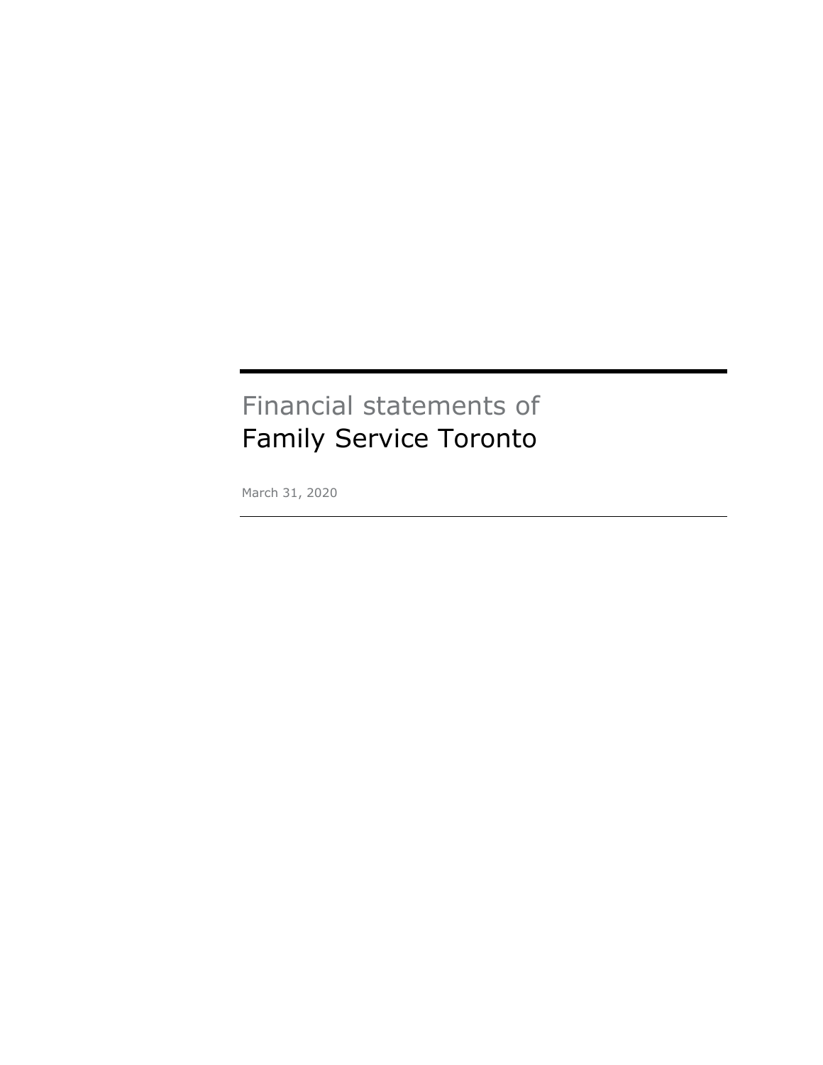# Financial statements of
# Family Service Toronto

March 31, 2020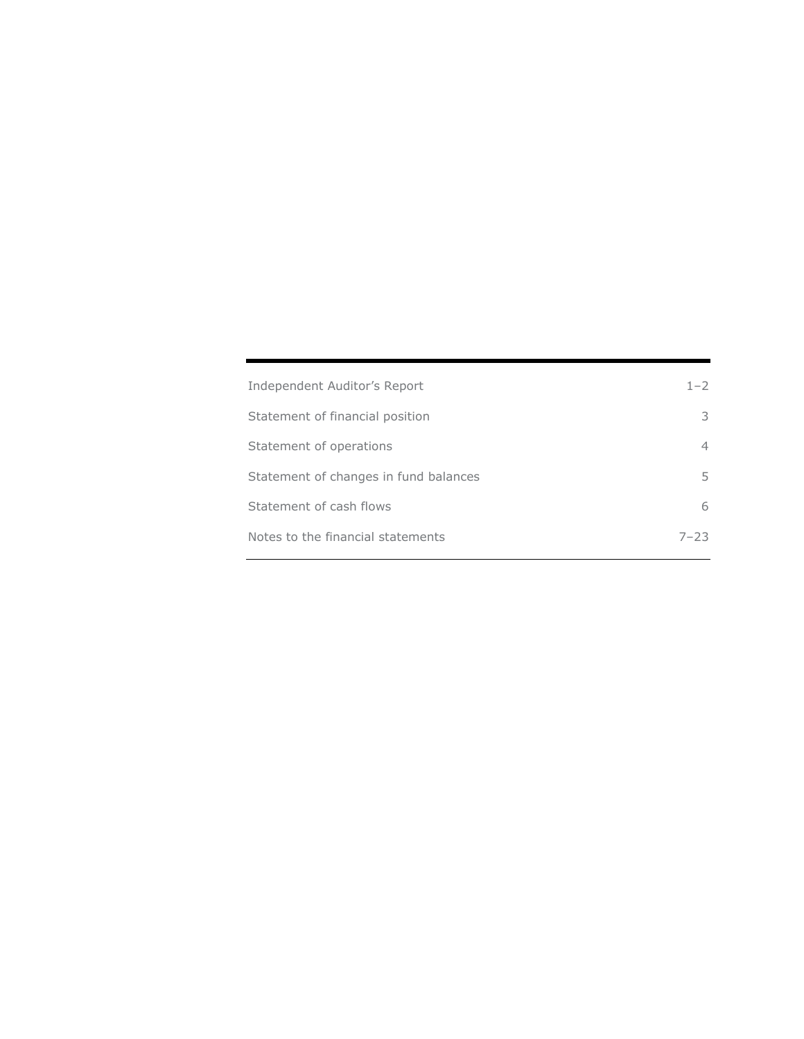| | |
|---|---|
| Independent Auditor's Report | 1–2 |
| Statement of financial position | 3 |
| Statement of operations | 4 |
| Statement of changes in fund balances | 5 |
| Statement of cash flows | 6 |
| Notes to the financial statements | 7–23 |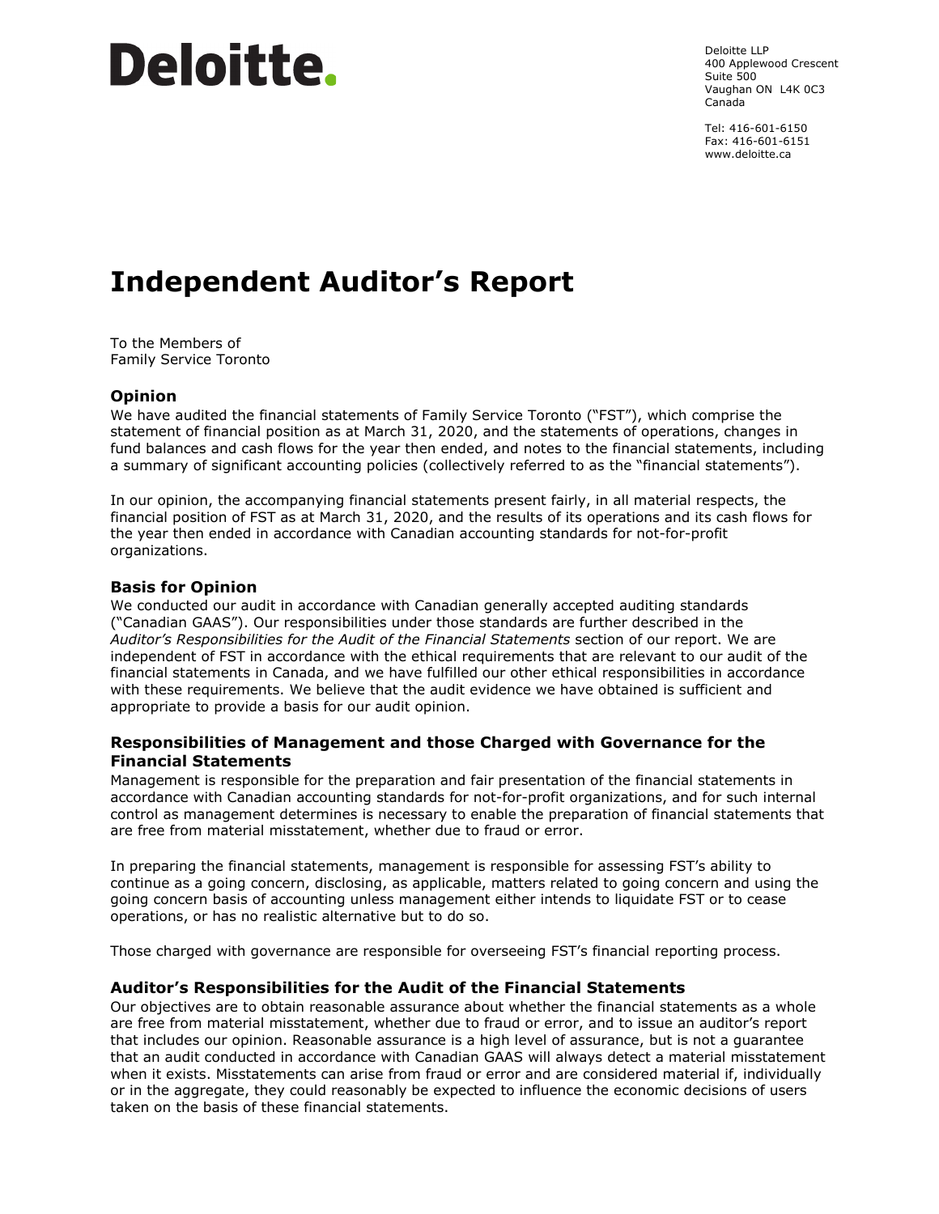Deloitte.

Deloitte LLP
400 Applewood Crescent
Suite 500
Vaughan ON L4K 0C3
Canada

Tel: 416-601-6150
Fax: 416-601-6151
www.deloitte.ca

# Independent Auditor's Report

To the Members of
Family Service Toronto

## Opinion

We have audited the financial statements of Family Service Toronto ("FST"), which comprise the statement of financial position as at March 31, 2020, and the statements of operations, changes in fund balances and cash flows for the year then ended, and notes to the financial statements, including a summary of significant accounting policies (collectively referred to as the "financial statements").

In our opinion, the accompanying financial statements present fairly, in all material respects, the financial position of FST as at March 31, 2020, and the results of its operations and its cash flows for the year then ended in accordance with Canadian accounting standards for not-for-profit organizations.

## Basis for Opinion

We conducted our audit in accordance with Canadian generally accepted auditing standards ("Canadian GAAS"). Our responsibilities under those standards are further described in the *Auditor's Responsibilities for the Audit of the Financial Statements* section of our report. We are independent of FST in accordance with the ethical requirements that are relevant to our audit of the financial statements in Canada, and we have fulfilled our other ethical responsibilities in accordance with these requirements. We believe that the audit evidence we have obtained is sufficient and appropriate to provide a basis for our audit opinion.

## Responsibilities of Management and those Charged with Governance for the Financial Statements

Management is responsible for the preparation and fair presentation of the financial statements in accordance with Canadian accounting standards for not-for-profit organizations, and for such internal control as management determines is necessary to enable the preparation of financial statements that are free from material misstatement, whether due to fraud or error.

In preparing the financial statements, management is responsible for assessing FST's ability to continue as a going concern, disclosing, as applicable, matters related to going concern and using the going concern basis of accounting unless management either intends to liquidate FST or to cease operations, or has no realistic alternative but to do so.

Those charged with governance are responsible for overseeing FST's financial reporting process.

## Auditor's Responsibilities for the Audit of the Financial Statements

Our objectives are to obtain reasonable assurance about whether the financial statements as a whole are free from material misstatement, whether due to fraud or error, and to issue an auditor's report that includes our opinion. Reasonable assurance is a high level of assurance, but is not a guarantee that an audit conducted in accordance with Canadian GAAS will always detect a material misstatement when it exists. Misstatements can arise from fraud or error and are considered material if, individually or in the aggregate, they could reasonably be expected to influence the economic decisions of users taken on the basis of these financial statements.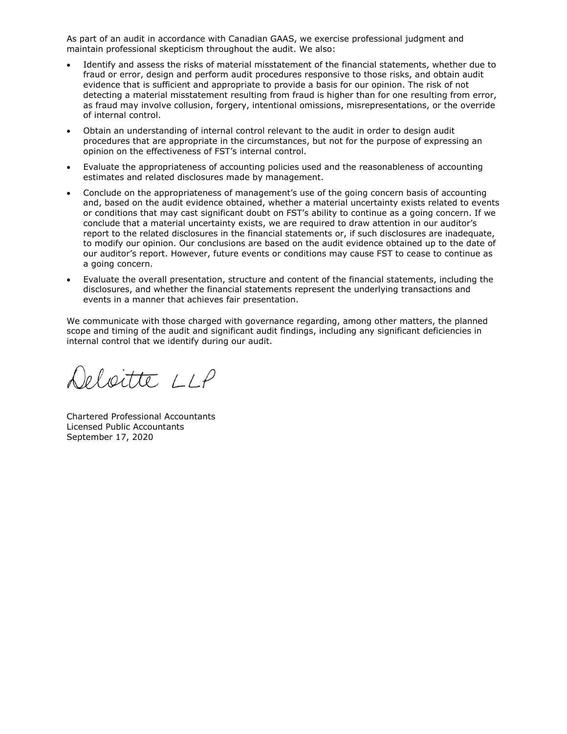As part of an audit in accordance with Canadian GAAS, we exercise professional judgment and maintain professional skepticism throughout the audit. We also:

- Identify and assess the risks of material misstatement of the financial statements, whether due to fraud or error, design and perform audit procedures responsive to those risks, and obtain audit evidence that is sufficient and appropriate to provide a basis for our opinion. The risk of not detecting a material misstatement resulting from fraud is higher than for one resulting from error, as fraud may involve collusion, forgery, intentional omissions, misrepresentations, or the override of internal control.
- Obtain an understanding of internal control relevant to the audit in order to design audit procedures that are appropriate in the circumstances, but not for the purpose of expressing an opinion on the effectiveness of FST's internal control.
- Evaluate the appropriateness of accounting policies used and the reasonableness of accounting estimates and related disclosures made by management.
- Conclude on the appropriateness of management's use of the going concern basis of accounting and, based on the audit evidence obtained, whether a material uncertainty exists related to events or conditions that may cast significant doubt on FST's ability to continue as a going concern. If we conclude that a material uncertainty exists, we are required to draw attention in our auditor's report to the related disclosures in the financial statements or, if such disclosures are inadequate, to modify our opinion. Our conclusions are based on the audit evidence obtained up to the date of our auditor's report. However, future events or conditions may cause FST to cease to continue as a going concern.
- Evaluate the overall presentation, structure and content of the financial statements, including the disclosures, and whether the financial statements represent the underlying transactions and events in a manner that achieves fair presentation.

We communicate with those charged with governance regarding, among other matters, the planned scope and timing of the audit and significant audit findings, including any significant deficiencies in internal control that we identify during our audit.

Deloitte LLP

Chartered Professional Accountants
Licensed Public Accountants
September 17, 2020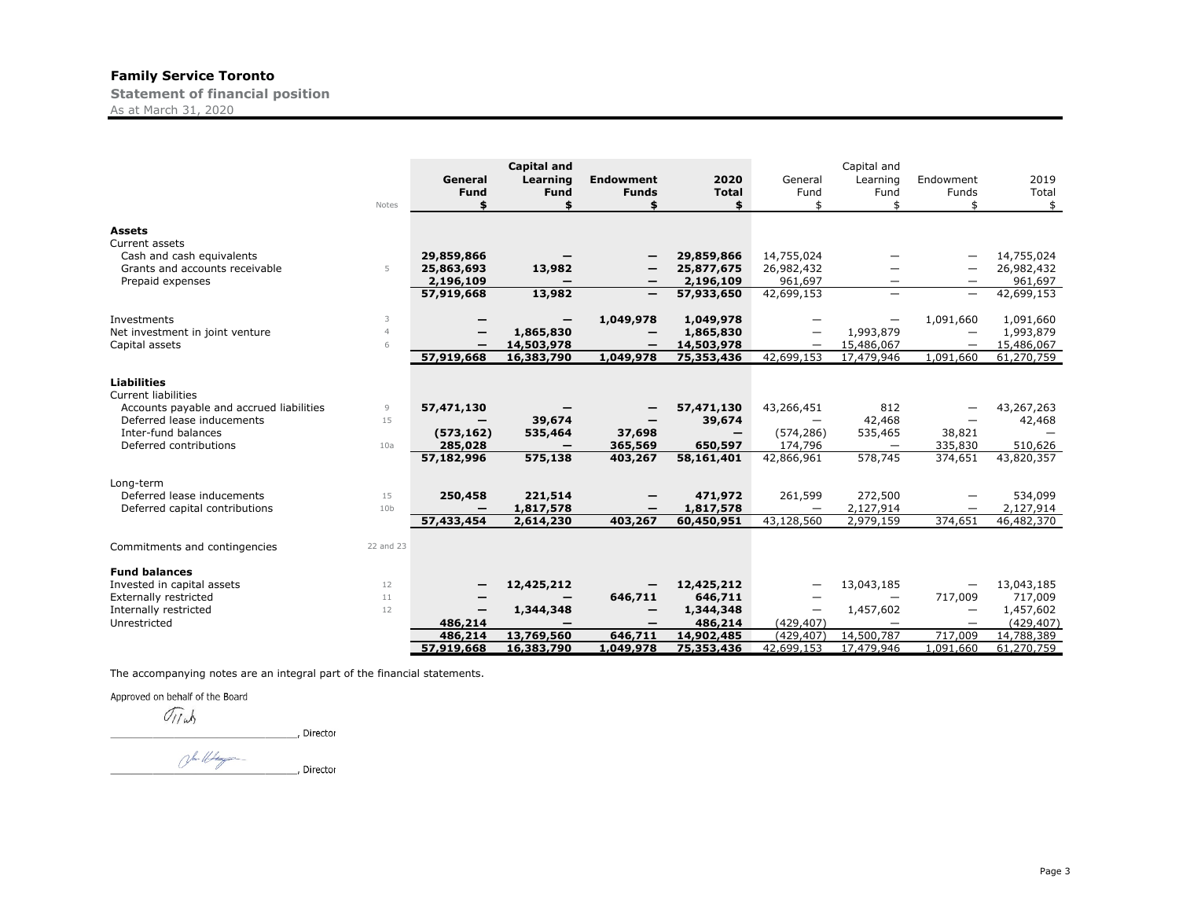# Family Service Toronto

**Statement of financial position**

As at March 31, 2020

| | Notes | General Fund $ | Capital and Learning Fund $ | Endowment Funds $ | 2020 Total $ | General Fund $ | Capital and Learning Fund $ | Endowment Funds $ | 2019 Total $ |
|---|---|---|---|---|---|---|---|---|---|
| **Assets** | | | | | | | | | |
| Current assets | | | | | | | | | |
| Cash and cash equivalents | | **29,859,866** | **—** | **—** | **29,859,866** | 14,755,024 | — | — | 14,755,024 |
| Grants and accounts receivable | 5 | **25,863,693** | **13,982** | **—** | **25,877,675** | 26,982,432 | — | — | 26,982,432 |
| Prepaid expenses | | **2,196,109** | **—** | **—** | **2,196,109** | 961,697 | — | — | 961,697 |
| | | **57,919,668** | **13,982** | **—** | **57,933,650** | 42,699,153 | — | — | 42,699,153 |
| Investments | 3 | **—** | **—** | **1,049,978** | **1,049,978** | — | — | 1,091,660 | 1,091,660 |
| Net investment in joint venture | 4 | **—** | **1,865,830** | **—** | **1,865,830** | — | 1,993,879 | — | 1,993,879 |
| Capital assets | 6 | **—** | **14,503,978** | **—** | **14,503,978** | — | 15,486,067 | — | 15,486,067 |
| | | **57,919,668** | **16,383,790** | **1,049,978** | **75,353,436** | 42,699,153 | 17,479,946 | 1,091,660 | 61,270,759 |
| **Liabilities** | | | | | | | | | |
| Current liabilities | | | | | | | | | |
| Accounts payable and accrued liabilities | 9 | **57,471,130** | **—** | **—** | **57,471,130** | 43,266,451 | 812 | — | 43,267,263 |
| Deferred lease inducements | 15 | **—** | **39,674** | **—** | **39,674** | — | 42,468 | — | 42,468 |
| Inter-fund balances | | **(573,162)** | **535,464** | **37,698** | **—** | (574,286) | 535,465 | 38,821 | — |
| Deferred contributions | 10a | **285,028** | **—** | **365,569** | **650,597** | 174,796 | — | 335,830 | 510,626 |
| | | **57,182,996** | **575,138** | **403,267** | **58,161,401** | 42,866,961 | 578,745 | 374,651 | 43,820,357 |
| Long-term | | | | | | | | | |
| Deferred lease inducements | 15 | **250,458** | **221,514** | **—** | **471,972** | 261,599 | 272,500 | — | 534,099 |
| Deferred capital contributions | 10b | **—** | **1,817,578** | **—** | **1,817,578** | — | 2,127,914 | — | 2,127,914 |
| | | **57,433,454** | **2,614,230** | **403,267** | **60,450,951** | 43,128,560 | 2,979,159 | 374,651 | 46,482,370 |
| Commitments and contingencies | 22 and 23 | | | | | | | | |
| **Fund balances** | | | | | | | | | |
| Invested in capital assets | 12 | **—** | **12,425,212** | **—** | **12,425,212** | — | 13,043,185 | — | 13,043,185 |
| Externally restricted | 11 | **—** | **—** | **646,711** | **646,711** | — | — | 717,009 | 717,009 |
| Internally restricted | 12 | **—** | **1,344,348** | **—** | **1,344,348** | — | 1,457,602 | — | 1,457,602 |
| Unrestricted | | **486,214** | **—** | **—** | **486,214** | (429,407) | — | — | (429,407) |
| | | **486,214** | **13,769,560** | **646,711** | **14,902,485** | (429,407) | 14,500,787 | 717,009 | 14,788,389 |
| | | **57,919,668** | **16,383,790** | **1,049,978** | **75,353,436** | 42,699,153 | 17,479,946 | 1,091,660 | 61,270,759 |

The accompanying notes are an integral part of the financial statements.

Approved on behalf of the Board

_______________________________, Director

_______________________________, Director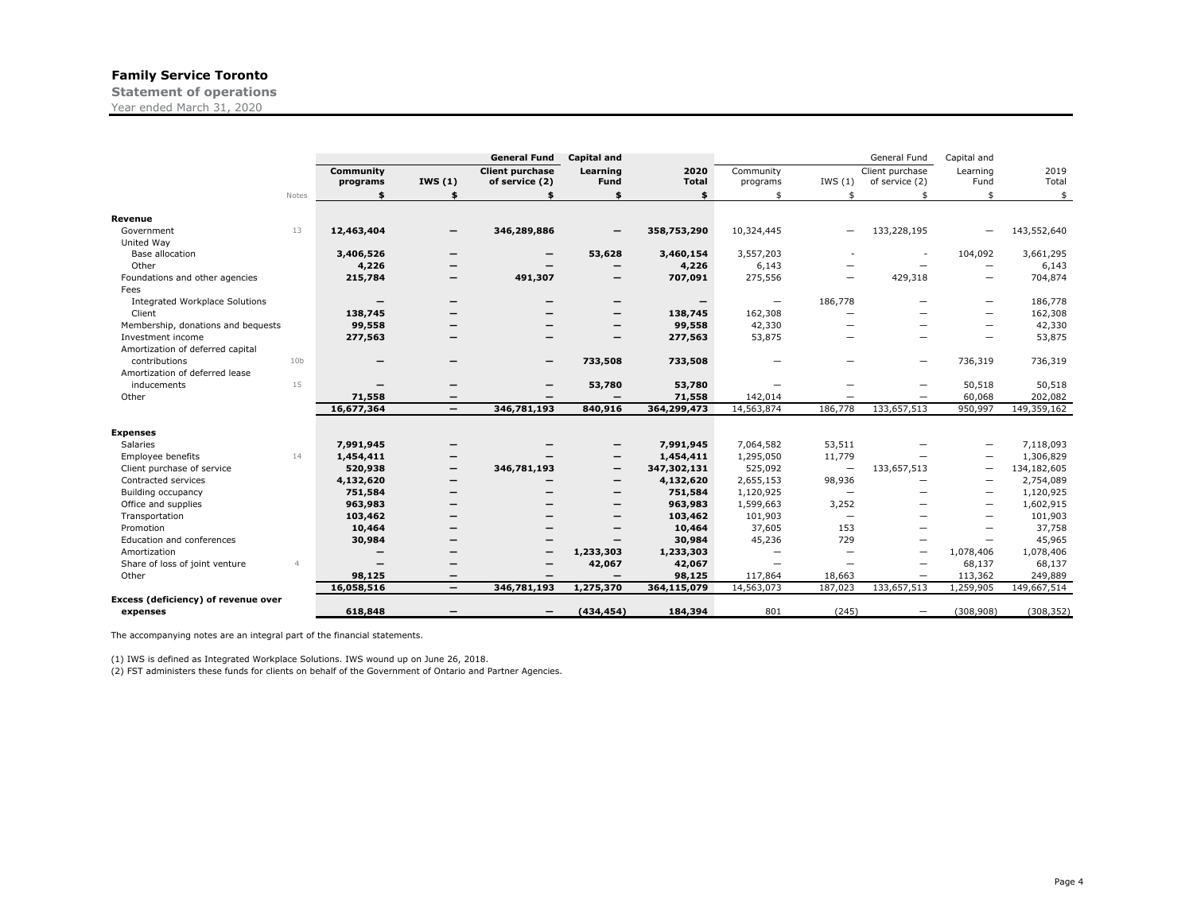## Family Service Toronto

**Statement of operations**

Year ended March 31, 2020

| | Notes | Community programs | IWS (1) | General Fund Client purchase of service (2) | Capital and Learning Fund | 2020 Total | Community programs | IWS (1) | General Fund Client purchase of service (2) | Capital and Learning Fund | 2019 Total |
|---|---|---|---|---|---|---|---|---|---|---|---|
| | | $ | $ | $ | $ | $ | $ | $ | $ | $ | $ |
| **Revenue** | | | | | | | | | | | |
| Government | 13 | 12,463,404 | — | 346,289,886 | — | 358,753,290 | 10,324,445 | — | 133,228,195 | — | 143,552,640 |
| United Way | | | | | | | | | | | |
| Base allocation | | 3,406,526 | — | — | 53,628 | 3,460,154 | 3,557,203 | - | - | 104,092 | 3,661,295 |
| Other | | 4,226 | — | — | — | 4,226 | 6,143 | — | — | — | 6,143 |
| Foundations and other agencies | | 215,784 | — | 491,307 | — | 707,091 | 275,556 | — | 429,318 | — | 704,874 |
| Fees | | | | | | | | | | | |
| Integrated Workplace Solutions | | — | — | — | — | — | — | 186,778 | — | — | 186,778 |
| Client | | 138,745 | — | — | — | 138,745 | 162,308 | — | — | — | 162,308 |
| Membership, donations and bequests | | 99,558 | — | — | — | 99,558 | 42,330 | — | — | — | 42,330 |
| Investment income | | 277,563 | — | — | — | 277,563 | 53,875 | — | — | — | 53,875 |
| Amortization of deferred capital contributions | 10b | — | — | — | 733,508 | 733,508 | — | — | — | 736,319 | 736,319 |
| Amortization of deferred lease inducements | 15 | — | — | — | 53,780 | 53,780 | — | — | — | 50,518 | 50,518 |
| Other | | 71,558 | — | — | — | 71,558 | 142,014 | — | — | 60,068 | 202,082 |
| | | 16,677,364 | — | 346,781,193 | 840,916 | 364,299,473 | 14,563,874 | 186,778 | 133,657,513 | 950,997 | 149,359,162 |
| **Expenses** | | | | | | | | | | | |
| Salaries | | 7,991,945 | — | — | — | 7,991,945 | 7,064,582 | 53,511 | — | — | 7,118,093 |
| Employee benefits | 14 | 1,454,411 | — | — | — | 1,454,411 | 1,295,050 | 11,779 | — | — | 1,306,829 |
| Client purchase of service | | 520,938 | — | 346,781,193 | — | 347,302,131 | 525,092 | — | 133,657,513 | — | 134,182,605 |
| Contracted services | | 4,132,620 | — | — | — | 4,132,620 | 2,655,153 | 98,936 | — | — | 2,754,089 |
| Building occupancy | | 751,584 | — | — | — | 751,584 | 1,120,925 | — | — | — | 1,120,925 |
| Office and supplies | | 963,983 | — | — | — | 963,983 | 1,599,663 | 3,252 | — | — | 1,602,915 |
| Transportation | | 103,462 | — | — | — | 103,462 | 101,903 | — | — | — | 101,903 |
| Promotion | | 10,464 | — | — | — | 10,464 | 37,605 | 153 | — | — | 37,758 |
| Education and conferences | | 30,984 | — | — | — | 30,984 | 45,236 | 729 | — | — | 45,965 |
| Amortization | | — | — | — | 1,233,303 | 1,233,303 | — | — | — | 1,078,406 | 1,078,406 |
| Share of loss of joint venture | 4 | — | — | — | 42,067 | 42,067 | — | — | — | 68,137 | 68,137 |
| Other | | 98,125 | — | — | — | 98,125 | 117,864 | 18,663 | — | 113,362 | 249,889 |
| | | 16,058,516 | — | 346,781,193 | 1,275,370 | 364,115,079 | 14,563,073 | 187,023 | 133,657,513 | 1,259,905 | 149,667,514 |
| **Excess (deficiency) of revenue over expenses** | | 618,848 | — | — | (434,454) | 184,394 | 801 | (245) | — | (308,908) | (308,352) |

The accompanying notes are an integral part of the financial statements.

(1) IWS is defined as Integrated Workplace Solutions. IWS wound up on June 26, 2018.

(2) FST administers these funds for clients on behalf of the Government of Ontario and Partner Agencies.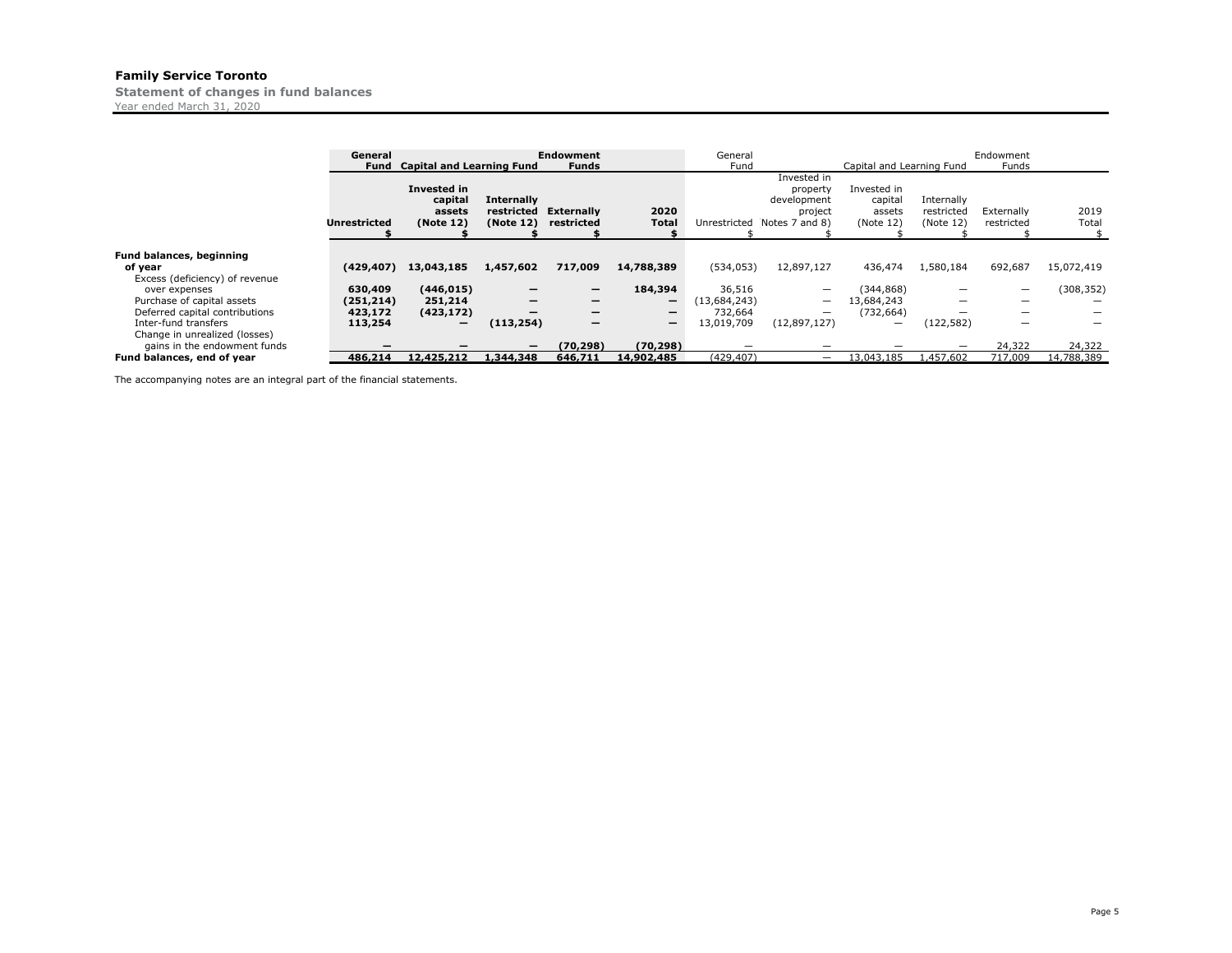**Family Service Toronto**

**Statement of changes in fund balances**

Year ended March 31, 2020

| | General Fund | Capital and Learning Fund | | Endowment Funds | | General Fund | | Capital and Learning Fund | | Endowment Funds | |
|---|---|---|---|---|---|---|---|---|---|---|---|
| | Unrestricted | Invested in capital assets (Note 12) | Internally restricted (Note 12) | Externally restricted | 2020 Total | Unrestricted | Invested in property development project Notes 7 and 8) | Invested in capital assets (Note 12) | Internally restricted (Note 12) | Externally restricted | 2019 Total |
| | $ | $ | $ | $ | $ | $ | $ | $ | $ | $ | $ |
| **Fund balances, beginning of year** | (429,407) | 13,043,185 | 1,457,602 | 717,009 | 14,788,389 | (534,053) | 12,897,127 | 436,474 | 1,580,184 | 692,687 | 15,072,419 |
| Excess (deficiency) of revenue over expenses | 630,409 | (446,015) | — | — | 184,394 | 36,516 | — | (344,868) | — | — | (308,352) |
| Purchase of capital assets | (251,214) | 251,214 | — | — | — | (13,684,243) | — | 13,684,243 | — | — | — |
| Deferred capital contributions | 423,172 | (423,172) | — | — | — | 732,664 | — | (732,664) | — | — | — |
| Inter-fund transfers | 113,254 | — | (113,254) | — | — | 13,019,709 | (12,897,127) | — | (122,582) | — | — |
| Change in unrealized (losses) gains in the endowment funds | — | — | — | (70,298) | (70,298) | — | — | — | — | 24,322 | 24,322 |
| **Fund balances, end of year** | 486,214 | 12,425,212 | 1,344,348 | 646,711 | 14,902,485 | (429,407) | — | 13,043,185 | 1,457,602 | 717,009 | 14,788,389 |

The accompanying notes are an integral part of the financial statements.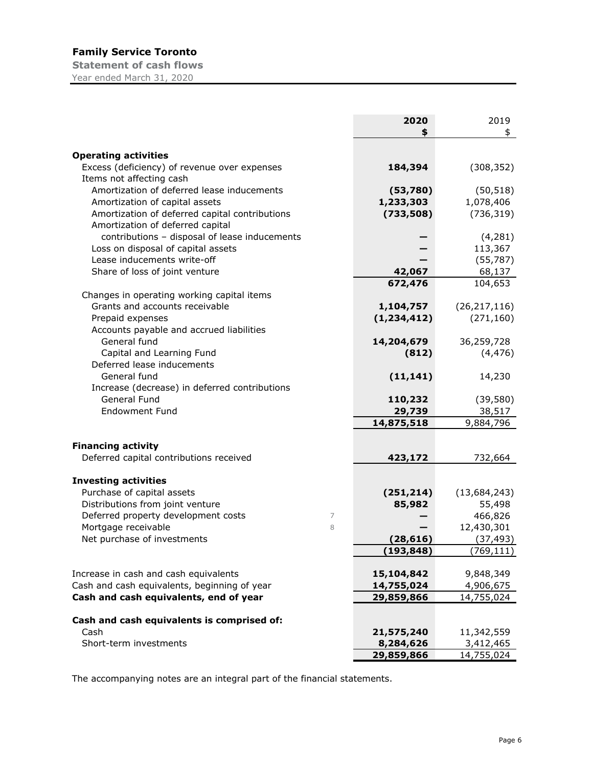# Family Service Toronto

**Statement of cash flows**

Year ended March 31, 2020

| | | 2020 | 2019 |
|---|---|---|---|
| | | $ | $ |
| **Operating activities** | | | |
| Excess (deficiency) of revenue over expenses | | **184,394** | (308,352) |
| Items not affecting cash | | | |
| Amortization of deferred lease inducements | | **(53,780)** | (50,518) |
| Amortization of capital assets | | **1,233,303** | 1,078,406 |
| Amortization of deferred capital contributions | | **(733,508)** | (736,319) |
| Amortization of deferred capital contributions – disposal of lease inducements | | **—** | (4,281) |
| Loss on disposal of capital assets | | **—** | 113,367 |
| Lease inducements write-off | | **—** | (55,787) |
| Share of loss of joint venture | | **42,067** | 68,137 |
| | | **672,476** | 104,653 |
| Changes in operating working capital items | | | |
| Grants and accounts receivable | | **1,104,757** | (26,217,116) |
| Prepaid expenses | | **(1,234,412)** | (271,160) |
| Accounts payable and accrued liabilities | | | |
| General fund | | **14,204,679** | 36,259,728 |
| Capital and Learning Fund | | **(812)** | (4,476) |
| Deferred lease inducements | | | |
| General fund | | **(11,141)** | 14,230 |
| Increase (decrease) in deferred contributions | | | |
| General Fund | | **110,232** | (39,580) |
| Endowment Fund | | **29,739** | 38,517 |
| | | **14,875,518** | 9,884,796 |
| **Financing activity** | | | |
| Deferred capital contributions received | | **423,172** | 732,664 |
| **Investing activities** | | | |
| Purchase of capital assets | | **(251,214)** | (13,684,243) |
| Distributions from joint venture | | **85,982** | 55,498 |
| Deferred property development costs | 7 | **—** | 466,826 |
| Mortgage receivable | 8 | **—** | 12,430,301 |
| Net purchase of investments | | **(28,616)** | (37,493) |
| | | **(193,848)** | (769,111) |
| Increase in cash and cash equivalents | | **15,104,842** | 9,848,349 |
| Cash and cash equivalents, beginning of year | | **14,755,024** | 4,906,675 |
| **Cash and cash equivalents, end of year** | | **29,859,866** | 14,755,024 |
| **Cash and cash equivalents is comprised of:** | | | |
| Cash | | **21,575,240** | 11,342,559 |
| Short-term investments | | **8,284,626** | 3,412,465 |
| | | **29,859,866** | 14,755,024 |

The accompanying notes are an integral part of the financial statements.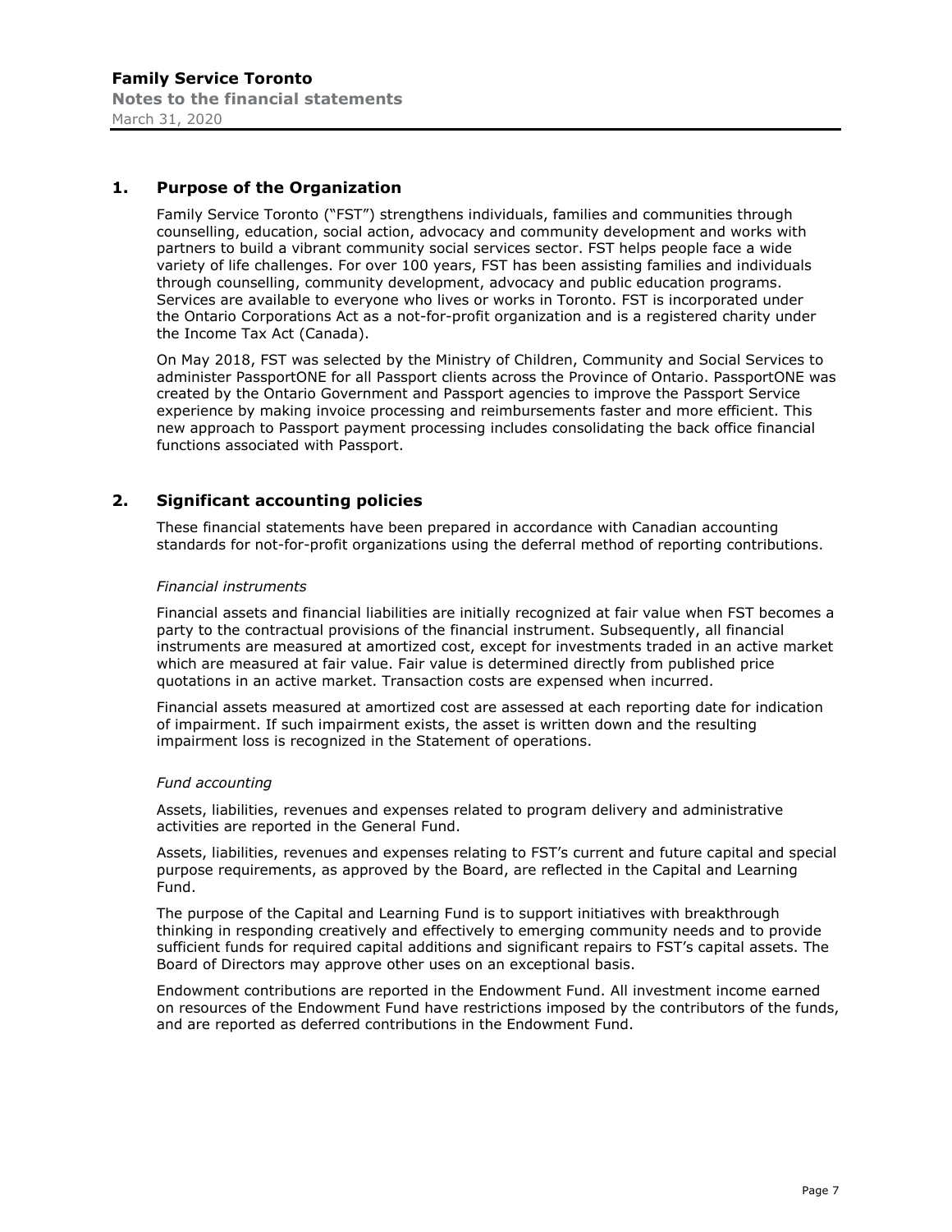## 1. Purpose of the Organization

Family Service Toronto ("FST") strengthens individuals, families and communities through counselling, education, social action, advocacy and community development and works with partners to build a vibrant community social services sector. FST helps people face a wide variety of life challenges. For over 100 years, FST has been assisting families and individuals through counselling, community development, advocacy and public education programs. Services are available to everyone who lives or works in Toronto. FST is incorporated under the Ontario Corporations Act as a not-for-profit organization and is a registered charity under the Income Tax Act (Canada).

On May 2018, FST was selected by the Ministry of Children, Community and Social Services to administer PassportONE for all Passport clients across the Province of Ontario. PassportONE was created by the Ontario Government and Passport agencies to improve the Passport Service experience by making invoice processing and reimbursements faster and more efficient. This new approach to Passport payment processing includes consolidating the back office financial functions associated with Passport.

## 2. Significant accounting policies

These financial statements have been prepared in accordance with Canadian accounting standards for not-for-profit organizations using the deferral method of reporting contributions.

*Financial instruments*

Financial assets and financial liabilities are initially recognized at fair value when FST becomes a party to the contractual provisions of the financial instrument. Subsequently, all financial instruments are measured at amortized cost, except for investments traded in an active market which are measured at fair value. Fair value is determined directly from published price quotations in an active market. Transaction costs are expensed when incurred.

Financial assets measured at amortized cost are assessed at each reporting date for indication of impairment. If such impairment exists, the asset is written down and the resulting impairment loss is recognized in the Statement of operations.

*Fund accounting*

Assets, liabilities, revenues and expenses related to program delivery and administrative activities are reported in the General Fund.

Assets, liabilities, revenues and expenses relating to FST's current and future capital and special purpose requirements, as approved by the Board, are reflected in the Capital and Learning Fund.

The purpose of the Capital and Learning Fund is to support initiatives with breakthrough thinking in responding creatively and effectively to emerging community needs and to provide sufficient funds for required capital additions and significant repairs to FST's capital assets. The Board of Directors may approve other uses on an exceptional basis.

Endowment contributions are reported in the Endowment Fund. All investment income earned on resources of the Endowment Fund have restrictions imposed by the contributors of the funds, and are reported as deferred contributions in the Endowment Fund.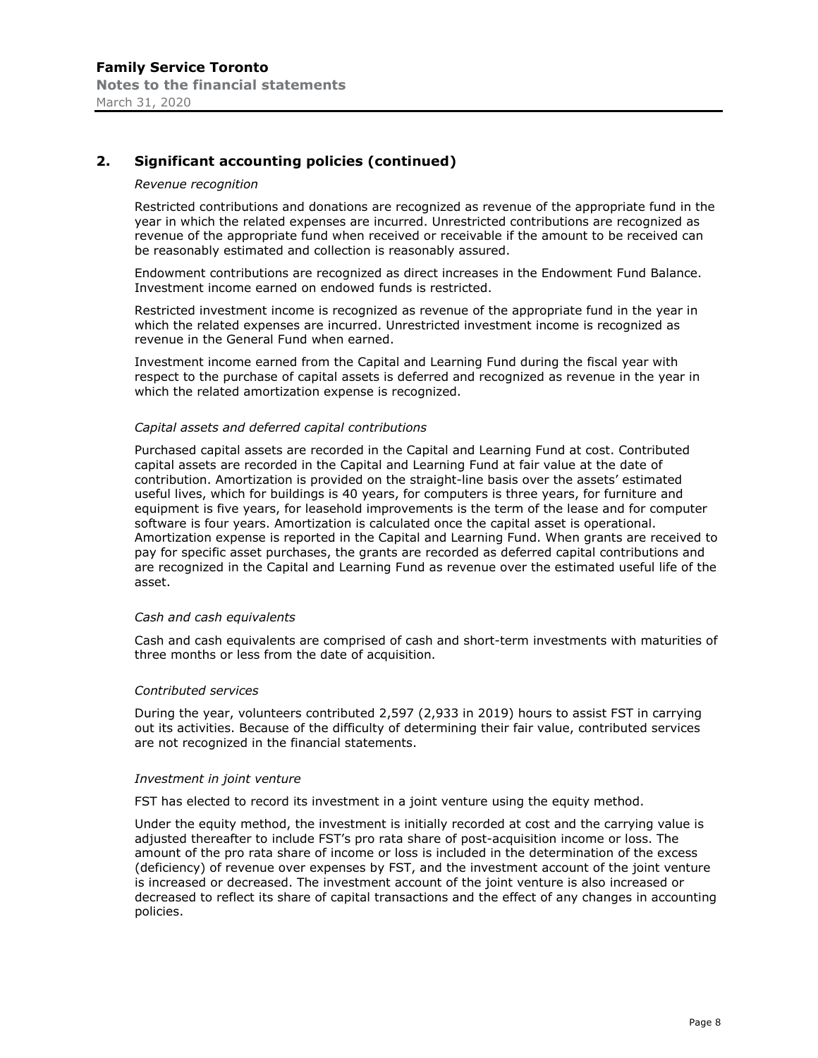## 2. Significant accounting policies (continued)

*Revenue recognition*

Restricted contributions and donations are recognized as revenue of the appropriate fund in the year in which the related expenses are incurred. Unrestricted contributions are recognized as revenue of the appropriate fund when received or receivable if the amount to be received can be reasonably estimated and collection is reasonably assured.

Endowment contributions are recognized as direct increases in the Endowment Fund Balance. Investment income earned on endowed funds is restricted.

Restricted investment income is recognized as revenue of the appropriate fund in the year in which the related expenses are incurred. Unrestricted investment income is recognized as revenue in the General Fund when earned.

Investment income earned from the Capital and Learning Fund during the fiscal year with respect to the purchase of capital assets is deferred and recognized as revenue in the year in which the related amortization expense is recognized.

*Capital assets and deferred capital contributions*

Purchased capital assets are recorded in the Capital and Learning Fund at cost. Contributed capital assets are recorded in the Capital and Learning Fund at fair value at the date of contribution. Amortization is provided on the straight-line basis over the assets' estimated useful lives, which for buildings is 40 years, for computers is three years, for furniture and equipment is five years, for leasehold improvements is the term of the lease and for computer software is four years. Amortization is calculated once the capital asset is operational. Amortization expense is reported in the Capital and Learning Fund. When grants are received to pay for specific asset purchases, the grants are recorded as deferred capital contributions and are recognized in the Capital and Learning Fund as revenue over the estimated useful life of the asset.

*Cash and cash equivalents*

Cash and cash equivalents are comprised of cash and short-term investments with maturities of three months or less from the date of acquisition.

*Contributed services*

During the year, volunteers contributed 2,597 (2,933 in 2019) hours to assist FST in carrying out its activities. Because of the difficulty of determining their fair value, contributed services are not recognized in the financial statements.

*Investment in joint venture*

FST has elected to record its investment in a joint venture using the equity method.

Under the equity method, the investment is initially recorded at cost and the carrying value is adjusted thereafter to include FST's pro rata share of post-acquisition income or loss. The amount of the pro rata share of income or loss is included in the determination of the excess (deficiency) of revenue over expenses by FST, and the investment account of the joint venture is increased or decreased. The investment account of the joint venture is also increased or decreased to reflect its share of capital transactions and the effect of any changes in accounting policies.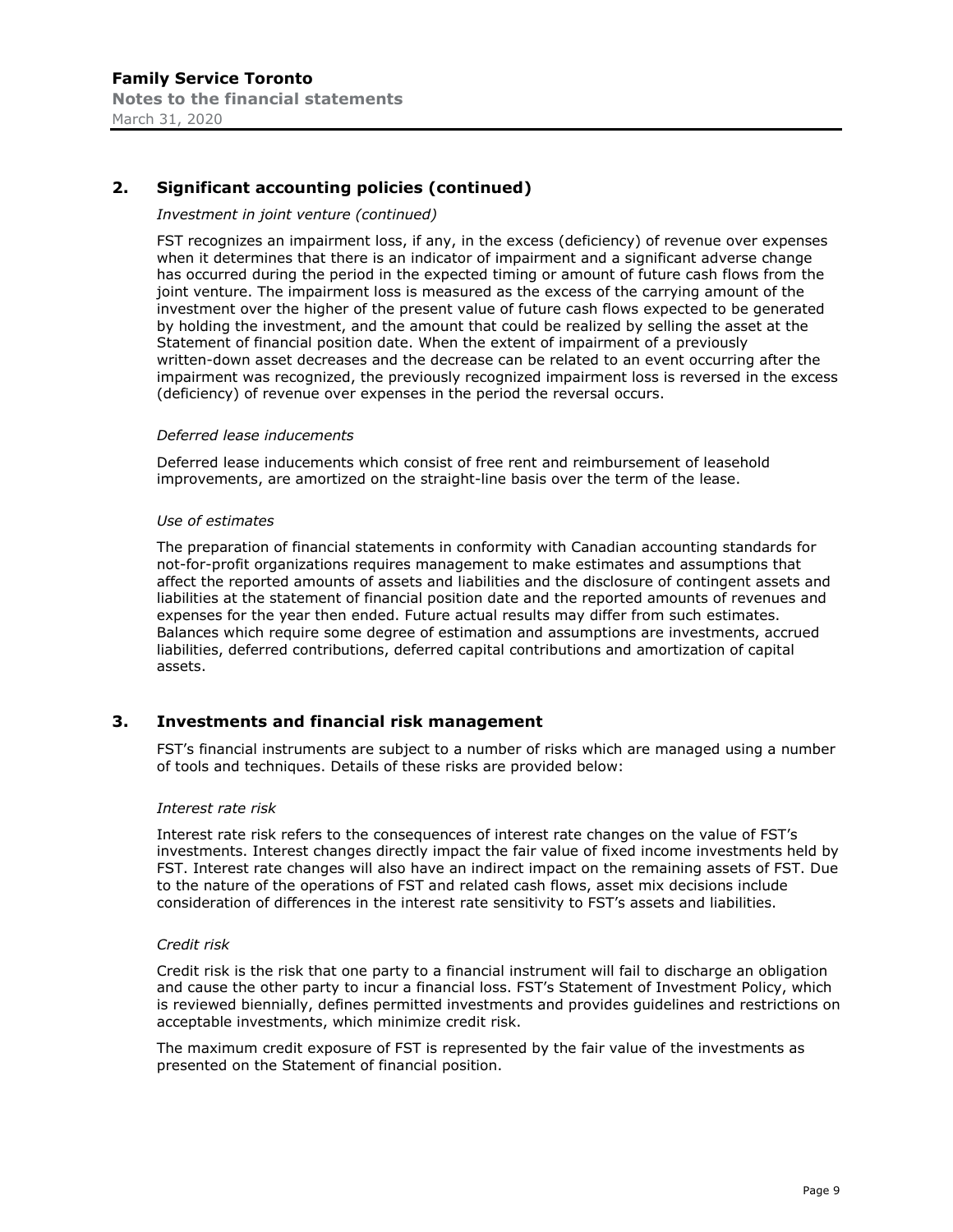## 2. Significant accounting policies (continued)

*Investment in joint venture (continued)*

FST recognizes an impairment loss, if any, in the excess (deficiency) of revenue over expenses when it determines that there is an indicator of impairment and a significant adverse change has occurred during the period in the expected timing or amount of future cash flows from the joint venture. The impairment loss is measured as the excess of the carrying amount of the investment over the higher of the present value of future cash flows expected to be generated by holding the investment, and the amount that could be realized by selling the asset at the Statement of financial position date. When the extent of impairment of a previously written-down asset decreases and the decrease can be related to an event occurring after the impairment was recognized, the previously recognized impairment loss is reversed in the excess (deficiency) of revenue over expenses in the period the reversal occurs.

*Deferred lease inducements*

Deferred lease inducements which consist of free rent and reimbursement of leasehold improvements, are amortized on the straight-line basis over the term of the lease.

*Use of estimates*

The preparation of financial statements in conformity with Canadian accounting standards for not-for-profit organizations requires management to make estimates and assumptions that affect the reported amounts of assets and liabilities and the disclosure of contingent assets and liabilities at the statement of financial position date and the reported amounts of revenues and expenses for the year then ended. Future actual results may differ from such estimates. Balances which require some degree of estimation and assumptions are investments, accrued liabilities, deferred contributions, deferred capital contributions and amortization of capital assets.

## 3. Investments and financial risk management

FST's financial instruments are subject to a number of risks which are managed using a number of tools and techniques. Details of these risks are provided below:

*Interest rate risk*

Interest rate risk refers to the consequences of interest rate changes on the value of FST's investments. Interest changes directly impact the fair value of fixed income investments held by FST. Interest rate changes will also have an indirect impact on the remaining assets of FST. Due to the nature of the operations of FST and related cash flows, asset mix decisions include consideration of differences in the interest rate sensitivity to FST's assets and liabilities.

*Credit risk*

Credit risk is the risk that one party to a financial instrument will fail to discharge an obligation and cause the other party to incur a financial loss. FST's Statement of Investment Policy, which is reviewed biennially, defines permitted investments and provides guidelines and restrictions on acceptable investments, which minimize credit risk.

The maximum credit exposure of FST is represented by the fair value of the investments as presented on the Statement of financial position.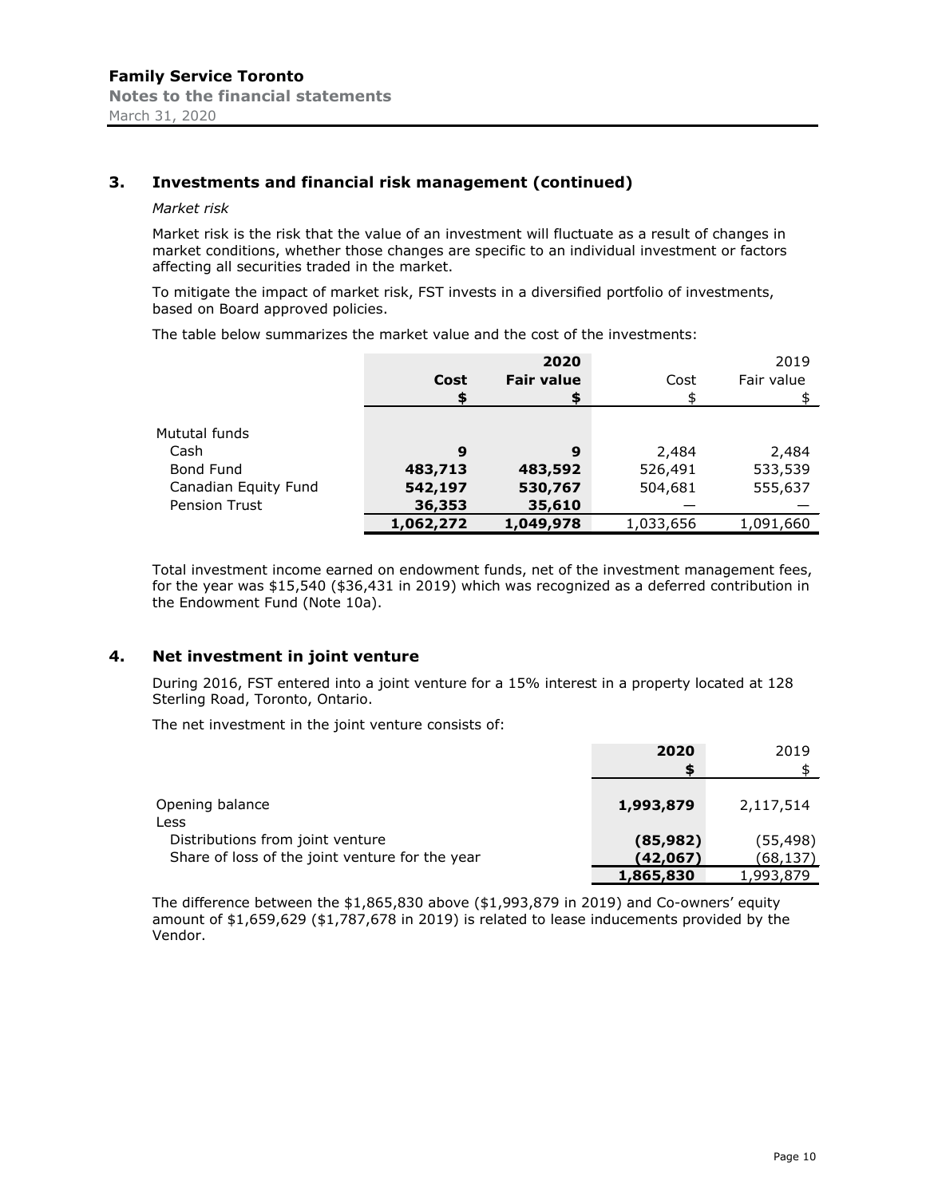Family Service Toronto
Notes to the financial statements
March 31, 2020

## 3. Investments and financial risk management (continued)

*Market risk*

Market risk is the risk that the value of an investment will fluctuate as a result of changes in market conditions, whether those changes are specific to an individual investment or factors affecting all securities traded in the market.

To mitigate the impact of market risk, FST invests in a diversified portfolio of investments, based on Board approved policies.

The table below summarizes the market value and the cost of the investments:

| | | **2020** | | 2019 |
|---|---|---|---|---|
| | **Cost** | **Fair value** | Cost | Fair value |
| | **$** | **$** | $ | $ |
| Mututal funds | | | | |
| Cash | **9** | **9** | 2,484 | 2,484 |
| Bond Fund | **483,713** | **483,592** | 526,491 | 533,539 |
| Canadian Equity Fund | **542,197** | **530,767** | 504,681 | 555,637 |
| Pension Trust | **36,353** | **35,610** | — | — |
| | **1,062,272** | **1,049,978** | 1,033,656 | 1,091,660 |

Total investment income earned on endowment funds, net of the investment management fees, for the year was $15,540 ($36,431 in 2019) which was recognized as a deferred contribution in the Endowment Fund (Note 10a).

## 4. Net investment in joint venture

During 2016, FST entered into a joint venture for a 15% interest in a property located at 128 Sterling Road, Toronto, Ontario.

The net investment in the joint venture consists of:

| | **2020** | 2019 |
|---|---|---|
| | **$** | $ |
| Opening balance | **1,993,879** | 2,117,514 |
| Less | | |
| Distributions from joint venture | **(85,982)** | (55,498) |
| Share of loss of the joint venture for the year | **(42,067)** | (68,137) |
| | **1,865,830** | 1,993,879 |

The difference between the $1,865,830 above ($1,993,879 in 2019) and Co-owners' equity amount of $1,659,629 ($1,787,678 in 2019) is related to lease inducements provided by the Vendor.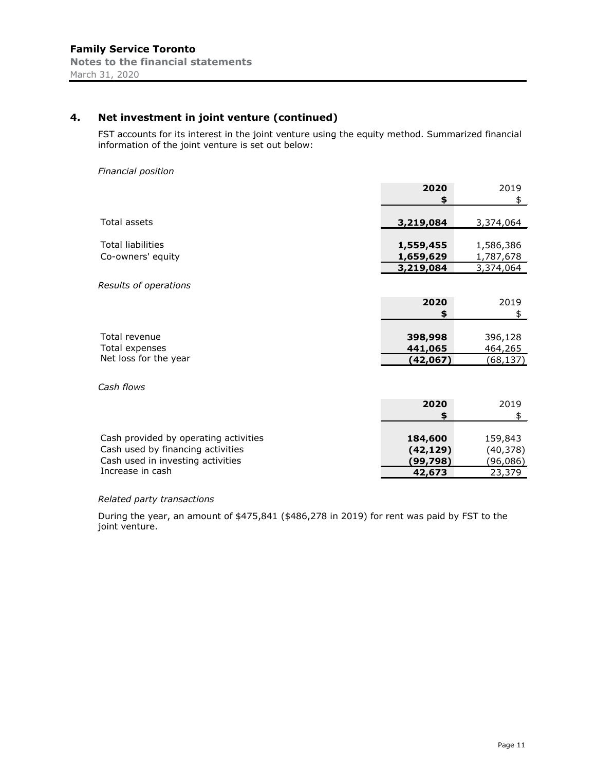## 4. Net investment in joint venture (continued)

FST accounts for its interest in the joint venture using the equity method. Summarized financial information of the joint venture is set out below:

*Financial position*

| | **2020** | 2019 |
|---|---|---|
| | **$** | $ |
| Total assets | **3,219,084** | 3,374,064 |
| Total liabilities | **1,559,455** | 1,586,386 |
| Co-owners' equity | **1,659,629** | 1,787,678 |
| | **3,219,084** | 3,374,064 |

*Results of operations*

| | **2020** | 2019 |
|---|---|---|
| | **$** | $ |
| Total revenue | **398,998** | 396,128 |
| Total expenses | **441,065** | 464,265 |
| Net loss for the year | **(42,067)** | (68,137) |

*Cash flows*

| | **2020** | 2019 |
|---|---|---|
| | **$** | $ |
| Cash provided by operating activities | **184,600** | 159,843 |
| Cash used by financing activities | **(42,129)** | (40,378) |
| Cash used in investing activities | **(99,798)** | (96,086) |
| Increase in cash | **42,673** | 23,379 |

*Related party transactions*

During the year, an amount of $475,841 ($486,278 in 2019) for rent was paid by FST to the joint venture.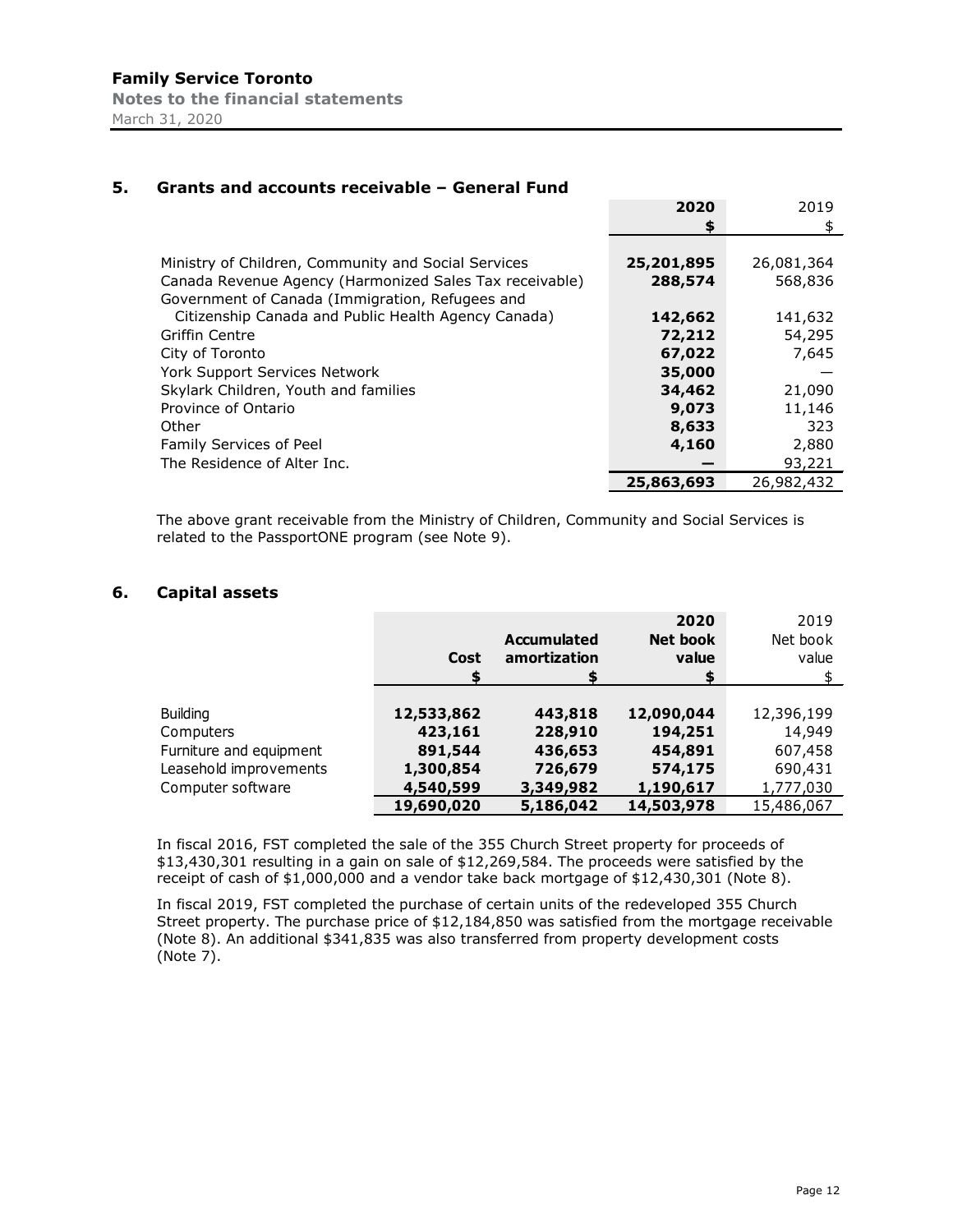Family Service Toronto
Notes to the financial statements
March 31, 2020

## 5. Grants and accounts receivable – General Fund

| | 2020 | 2019 |
|---|---|---|
| | $ | $ |
| Ministry of Children, Community and Social Services | **25,201,895** | 26,081,364 |
| Canada Revenue Agency (Harmonized Sales Tax receivable) | **288,574** | 568,836 |
| Government of Canada (Immigration, Refugees and Citizenship Canada and Public Health Agency Canada) | **142,662** | 141,632 |
| Griffin Centre | **72,212** | 54,295 |
| City of Toronto | **67,022** | 7,645 |
| York Support Services Network | **35,000** | — |
| Skylark Children, Youth and families | **34,462** | 21,090 |
| Province of Ontario | **9,073** | 11,146 |
| Other | **8,633** | 323 |
| Family Services of Peel | **4,160** | 2,880 |
| The Residence of Alter Inc. | **—** | 93,221 |
| | **25,863,693** | 26,982,432 |

The above grant receivable from the Ministry of Children, Community and Social Services is related to the PassportONE program (see Note 9).

## 6. Capital assets

| | Cost | Accumulated amortization | 2020 Net book value | 2019 Net book value |
|---|---|---|---|---|
| | $ | $ | $ | $ |
| Building | **12,533,862** | **443,818** | **12,090,044** | 12,396,199 |
| Computers | **423,161** | **228,910** | **194,251** | 14,949 |
| Furniture and equipment | **891,544** | **436,653** | **454,891** | 607,458 |
| Leasehold improvements | **1,300,854** | **726,679** | **574,175** | 690,431 |
| Computer software | **4,540,599** | **3,349,982** | **1,190,617** | 1,777,030 |
| | **19,690,020** | **5,186,042** | **14,503,978** | 15,486,067 |

In fiscal 2016, FST completed the sale of the 355 Church Street property for proceeds of $13,430,301 resulting in a gain on sale of $12,269,584. The proceeds were satisfied by the receipt of cash of $1,000,000 and a vendor take back mortgage of $12,430,301 (Note 8).

In fiscal 2019, FST completed the purchase of certain units of the redeveloped 355 Church Street property. The purchase price of $12,184,850 was satisfied from the mortgage receivable (Note 8). An additional $341,835 was also transferred from property development costs (Note 7).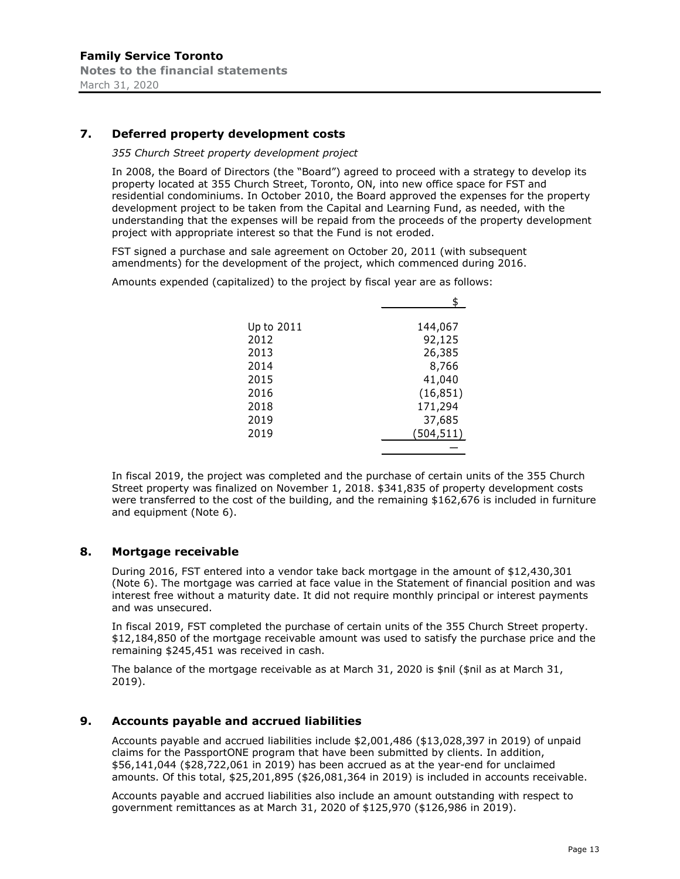## 7. Deferred property development costs

*355 Church Street property development project*

In 2008, the Board of Directors (the "Board") agreed to proceed with a strategy to develop its property located at 355 Church Street, Toronto, ON, into new office space for FST and residential condominiums. In October 2010, the Board approved the expenses for the property development project to be taken from the Capital and Learning Fund, as needed, with the understanding that the expenses will be repaid from the proceeds of the property development project with appropriate interest so that the Fund is not eroded.

FST signed a purchase and sale agreement on October 20, 2011 (with subsequent amendments) for the development of the project, which commenced during 2016.

Amounts expended (capitalized) to the project by fiscal year are as follows:

| | $ |
|---|---|
| Up to 2011 | 144,067 |
| 2012 | 92,125 |
| 2013 | 26,385 |
| 2014 | 8,766 |
| 2015 | 41,040 |
| 2016 | (16,851) |
| 2018 | 171,294 |
| 2019 | 37,685 |
| 2019 | (504,511) |
| | — |

In fiscal 2019, the project was completed and the purchase of certain units of the 355 Church Street property was finalized on November 1, 2018. $341,835 of property development costs were transferred to the cost of the building, and the remaining $162,676 is included in furniture and equipment (Note 6).

## 8. Mortgage receivable

During 2016, FST entered into a vendor take back mortgage in the amount of $12,430,301 (Note 6). The mortgage was carried at face value in the Statement of financial position and was interest free without a maturity date. It did not require monthly principal or interest payments and was unsecured.

In fiscal 2019, FST completed the purchase of certain units of the 355 Church Street property. $12,184,850 of the mortgage receivable amount was used to satisfy the purchase price and the remaining $245,451 was received in cash.

The balance of the mortgage receivable as at March 31, 2020 is $nil ($nil as at March 31, 2019).

## 9. Accounts payable and accrued liabilities

Accounts payable and accrued liabilities include $2,001,486 ($13,028,397 in 2019) of unpaid claims for the PassportONE program that have been submitted by clients. In addition, $56,141,044 ($28,722,061 in 2019) has been accrued as at the year-end for unclaimed amounts. Of this total, $25,201,895 ($26,081,364 in 2019) is included in accounts receivable.

Accounts payable and accrued liabilities also include an amount outstanding with respect to government remittances as at March 31, 2020 of $125,970 ($126,986 in 2019).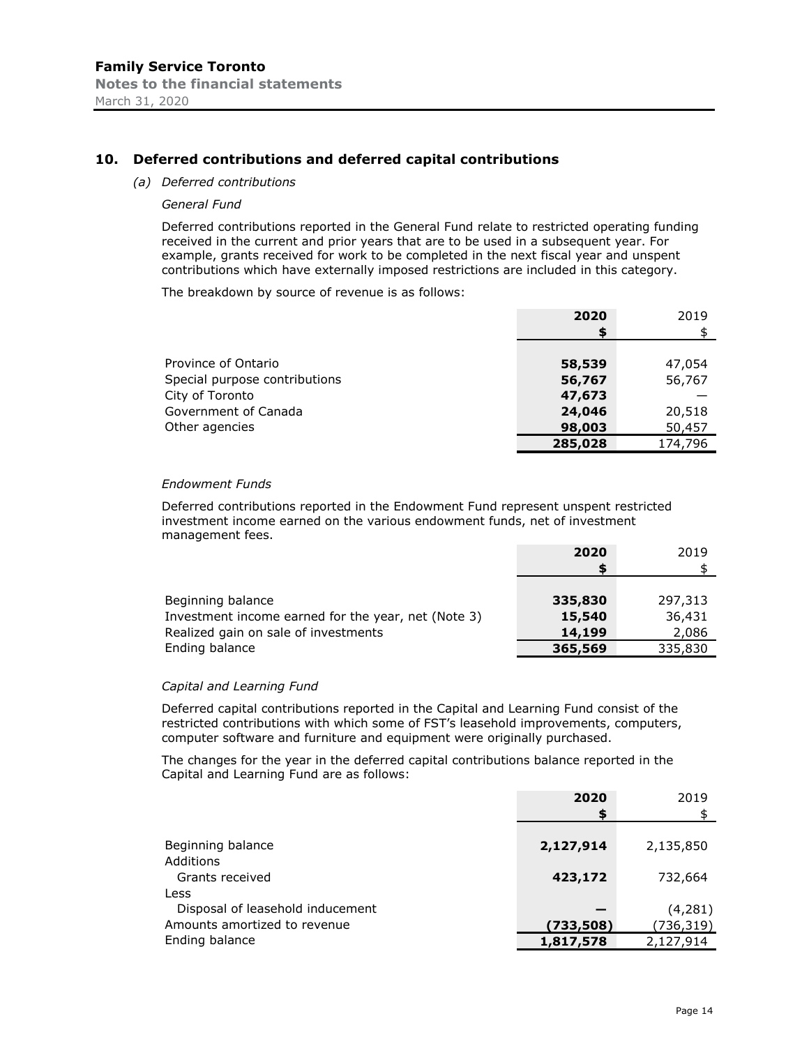## 10. Deferred contributions and deferred capital contributions

*(a) Deferred contributions*

*General Fund*

Deferred contributions reported in the General Fund relate to restricted operating funding received in the current and prior years that are to be used in a subsequent year. For example, grants received for work to be completed in the next fiscal year and unspent contributions which have externally imposed restrictions are included in this category.

The breakdown by source of revenue is as follows:

| | **2020** | 2019 |
|---|---|---|
| | **$** | $ |
| Province of Ontario | **58,539** | 47,054 |
| Special purpose contributions | **56,767** | 56,767 |
| City of Toronto | **47,673** | — |
| Government of Canada | **24,046** | 20,518 |
| Other agencies | **98,003** | 50,457 |
| | **285,028** | 174,796 |

*Endowment Funds*

Deferred contributions reported in the Endowment Fund represent unspent restricted investment income earned on the various endowment funds, net of investment management fees.

| | **2020** | 2019 |
|---|---|---|
| | **$** | $ |
| Beginning balance | **335,830** | 297,313 |
| Investment income earned for the year, net (Note 3) | **15,540** | 36,431 |
| Realized gain on sale of investments | **14,199** | 2,086 |
| Ending balance | **365,569** | 335,830 |

*Capital and Learning Fund*

Deferred capital contributions reported in the Capital and Learning Fund consist of the restricted contributions with which some of FST's leasehold improvements, computers, computer software and furniture and equipment were originally purchased.

The changes for the year in the deferred capital contributions balance reported in the Capital and Learning Fund are as follows:

| | **2020** | 2019 |
|---|---|---|
| | **$** | $ |
| Beginning balance | **2,127,914** | 2,135,850 |
| Additions | | |
| Grants received | **423,172** | 732,664 |
| Less | | |
| Disposal of leasehold inducement | **—** | (4,281) |
| Amounts amortized to revenue | **(733,508)** | (736,319) |
| Ending balance | **1,817,578** | 2,127,914 |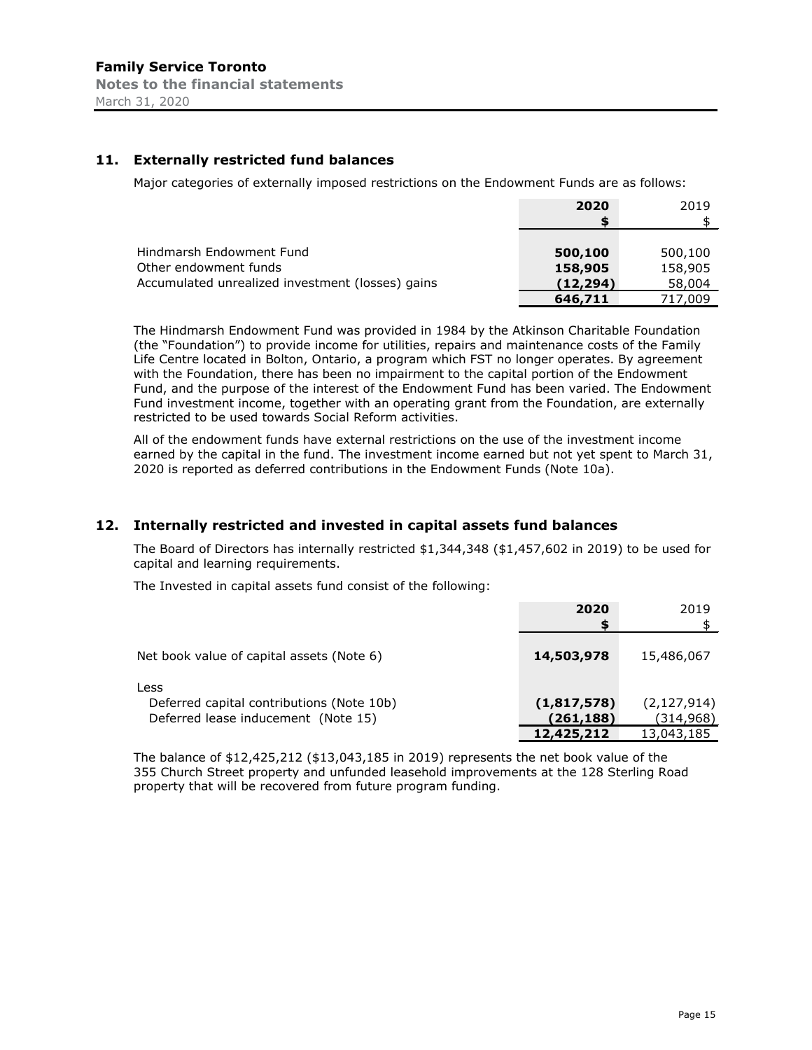## 11. Externally restricted fund balances

Major categories of externally imposed restrictions on the Endowment Funds are as follows:

| | 2020 | 2019 |
|---|---|---|
| | $ | $ |
| Hindmarsh Endowment Fund | **500,100** | 500,100 |
| Other endowment funds | **158,905** | 158,905 |
| Accumulated unrealized investment (losses) gains | **(12,294)** | 58,004 |
| | **646,711** | 717,009 |

The Hindmarsh Endowment Fund was provided in 1984 by the Atkinson Charitable Foundation (the "Foundation") to provide income for utilities, repairs and maintenance costs of the Family Life Centre located in Bolton, Ontario, a program which FST no longer operates. By agreement with the Foundation, there has been no impairment to the capital portion of the Endowment Fund, and the purpose of the interest of the Endowment Fund has been varied. The Endowment Fund investment income, together with an operating grant from the Foundation, are externally restricted to be used towards Social Reform activities.

All of the endowment funds have external restrictions on the use of the investment income earned by the capital in the fund. The investment income earned but not yet spent to March 31, 2020 is reported as deferred contributions in the Endowment Funds (Note 10a).

## 12. Internally restricted and invested in capital assets fund balances

The Board of Directors has internally restricted $1,344,348 ($1,457,602 in 2019) to be used for capital and learning requirements.

The Invested in capital assets fund consist of the following:

| | 2020 | 2019 |
|---|---|---|
| | $ | $ |
| Net book value of capital assets (Note 6) | **14,503,978** | 15,486,067 |
| Less | | |
| Deferred capital contributions (Note 10b) | **(1,817,578)** | (2,127,914) |
| Deferred lease inducement (Note 15) | **(261,188)** | (314,968) |
| | **12,425,212** | 13,043,185 |

The balance of $12,425,212 ($13,043,185 in 2019) represents the net book value of the 355 Church Street property and unfunded leasehold improvements at the 128 Sterling Road property that will be recovered from future program funding.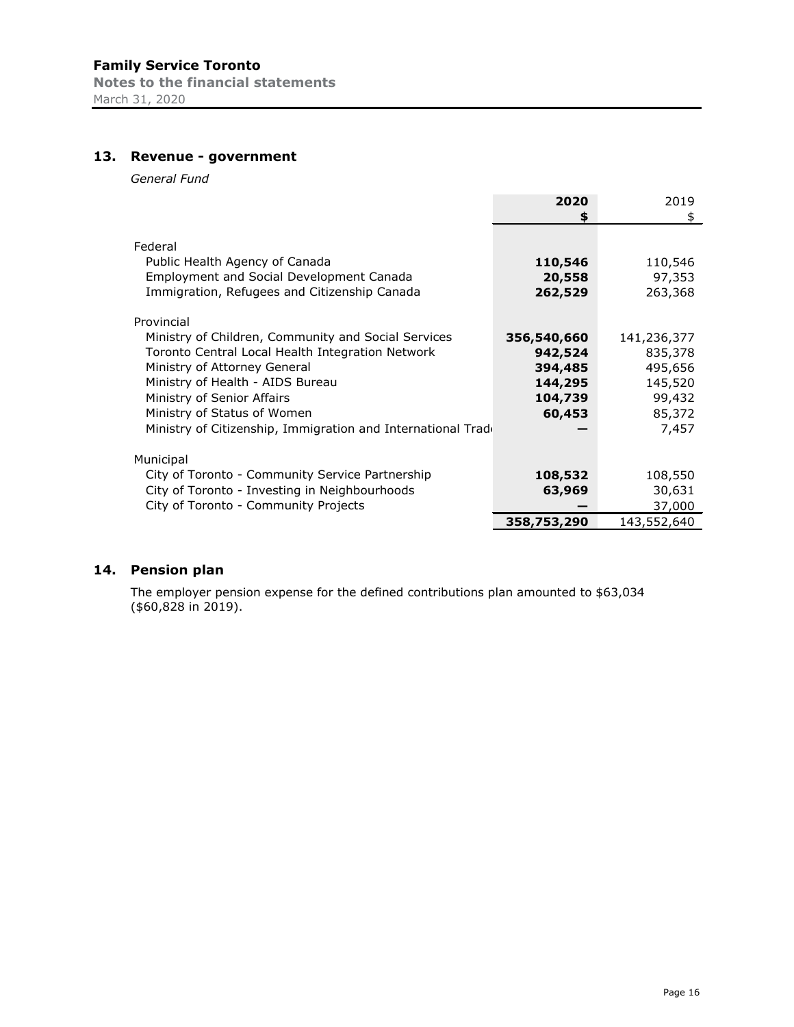## 13. Revenue - government

*General Fund*

| | 2020 | 2019 |
|---|---|---|
| | **$** | $ |
| Federal | | |
| Public Health Agency of Canada | **110,546** | 110,546 |
| Employment and Social Development Canada | **20,558** | 97,353 |
| Immigration, Refugees and Citizenship Canada | **262,529** | 263,368 |
| Provincial | | |
| Ministry of Children, Community and Social Services | **356,540,660** | 141,236,377 |
| Toronto Central Local Health Integration Network | **942,524** | 835,378 |
| Ministry of Attorney General | **394,485** | 495,656 |
| Ministry of Health - AIDS Bureau | **144,295** | 145,520 |
| Ministry of Senior Affairs | **104,739** | 99,432 |
| Ministry of Status of Women | **60,453** | 85,372 |
| Ministry of Citizenship, Immigration and International Trade | **—** | 7,457 |
| Municipal | | |
| City of Toronto - Community Service Partnership | **108,532** | 108,550 |
| City of Toronto - Investing in Neighbourhoods | **63,969** | 30,631 |
| City of Toronto - Community Projects | **—** | 37,000 |
| | **358,753,290** | 143,552,640 |

## 14. Pension plan

The employer pension expense for the defined contributions plan amounted to $63,034 ($60,828 in 2019).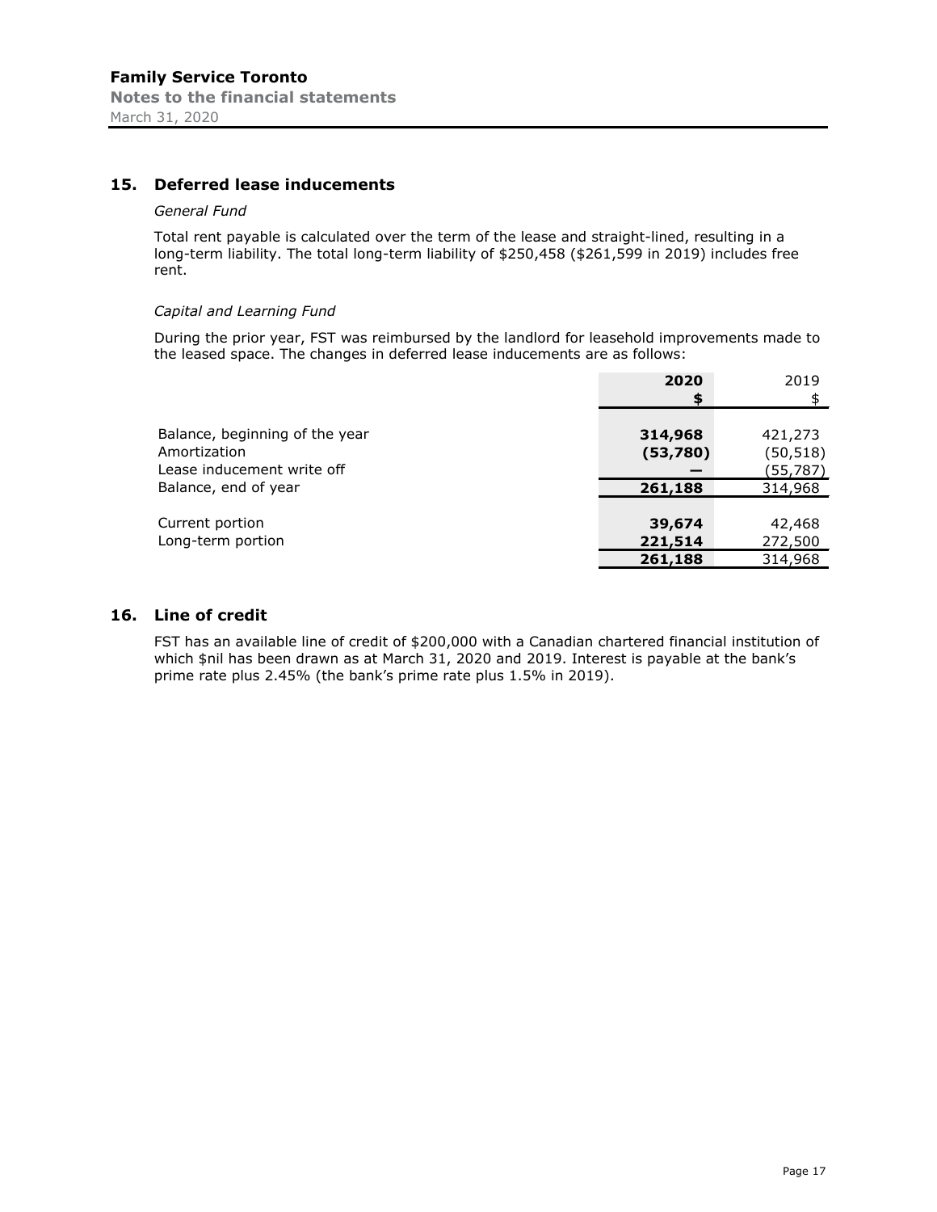## 15. Deferred lease inducements

*General Fund*

Total rent payable is calculated over the term of the lease and straight-lined, resulting in a long-term liability. The total long-term liability of $250,458 ($261,599 in 2019) includes free rent.

*Capital and Learning Fund*

During the prior year, FST was reimbursed by the landlord for leasehold improvements made to the leased space. The changes in deferred lease inducements are as follows:

| | **2020** | 2019 |
|---|---|---|
| | **$** | $ |
| Balance, beginning of the year | **314,968** | 421,273 |
| Amortization | **(53,780)** | (50,518) |
| Lease inducement write off | **—** | (55,787) |
| Balance, end of year | **261,188** | 314,968 |
| | | |
| Current portion | **39,674** | 42,468 |
| Long-term portion | **221,514** | 272,500 |
| | **261,188** | 314,968 |

## 16. Line of credit

FST has an available line of credit of $200,000 with a Canadian chartered financial institution of which $nil has been drawn as at March 31, 2020 and 2019. Interest is payable at the bank's prime rate plus 2.45% (the bank's prime rate plus 1.5% in 2019).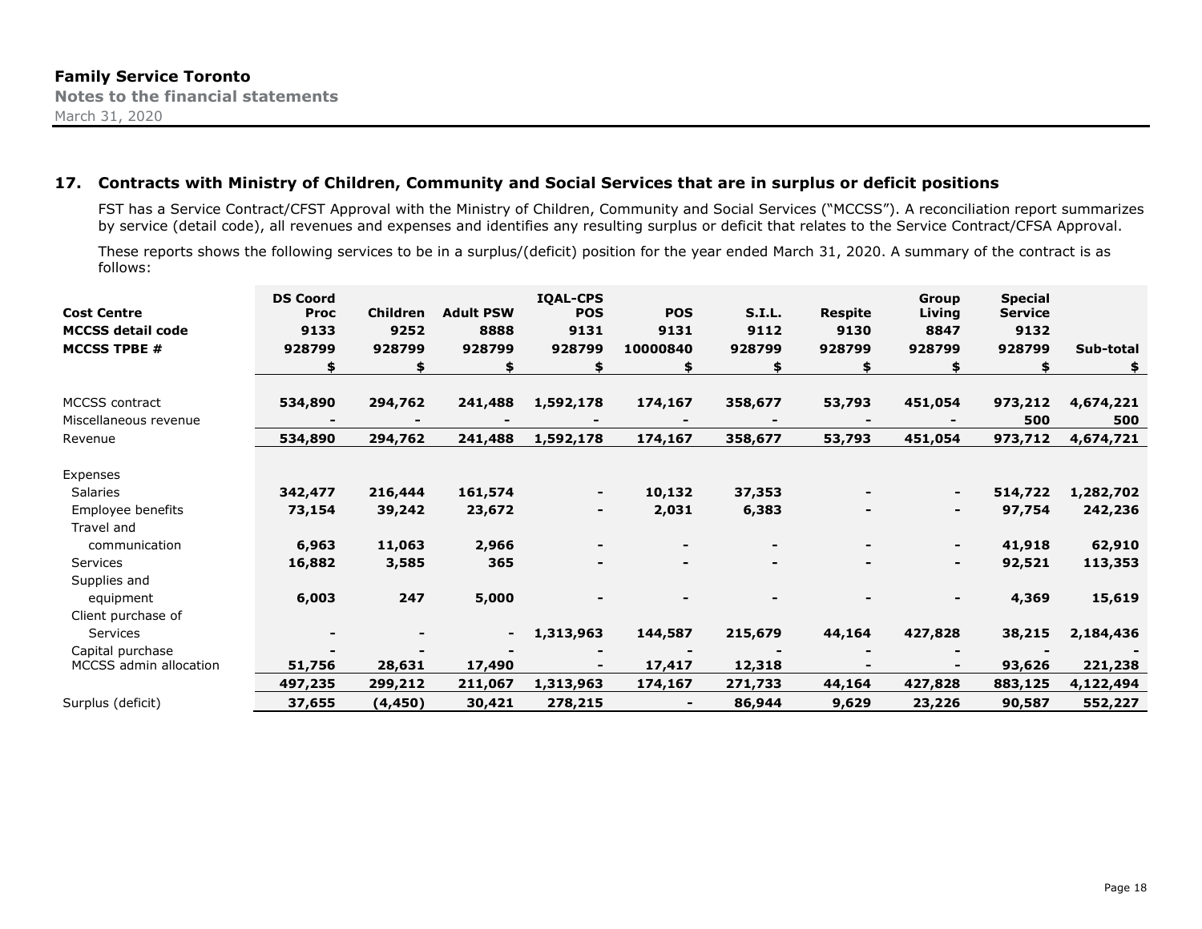## 17. Contracts with Ministry of Children, Community and Social Services that are in surplus or deficit positions

FST has a Service Contract/CFST Approval with the Ministry of Children, Community and Social Services ("MCCSS"). A reconciliation report summarizes by service (detail code), all revenues and expenses and identifies any resulting surplus or deficit that relates to the Service Contract/CFSA Approval.

These reports shows the following services to be in a surplus/(deficit) position for the year ended March 31, 2020. A summary of the contract is as follows:

| **Cost Centre** | **DS Coord Proc** | **Children** | **Adult PSW** | **IQAL-CPS POS** | **POS** | **S.I.L.** | **Respite** | **Group Living** | **Special Service** | |
|---|---|---|---|---|---|---|---|---|---|---|
| **MCCSS detail code** | **9133** | **9252** | **8888** | **9131** | **9131** | **9112** | **9130** | **8847** | **9132** | |
| **MCCSS TPBE #** | **928799** | **928799** | **928799** | **928799** | **10000840** | **928799** | **928799** | **928799** | **928799** | **Sub-total** |
| | **$** | **$** | **$** | **$** | **$** | **$** | **$** | **$** | **$** | **$** |
| MCCSS contract | **534,890** | **294,762** | **241,488** | **1,592,178** | **174,167** | **358,677** | **53,793** | **451,054** | **973,212** | **4,674,221** |
| Miscellaneous revenue | **-** | **-** | **-** | **-** | **-** | **-** | **-** | **-** | **500** | **500** |
| Revenue | **534,890** | **294,762** | **241,488** | **1,592,178** | **174,167** | **358,677** | **53,793** | **451,054** | **973,712** | **4,674,721** |
| Expenses | | | | | | | | | | |
| Salaries | **342,477** | **216,444** | **161,574** | **-** | **10,132** | **37,353** | **-** | **-** | **514,722** | **1,282,702** |
| Employee benefits | **73,154** | **39,242** | **23,672** | **-** | **2,031** | **6,383** | **-** | **-** | **97,754** | **242,236** |
| Travel and communication | **6,963** | **11,063** | **2,966** | **-** | **-** | **-** | **-** | **-** | **41,918** | **62,910** |
| Services | **16,882** | **3,585** | **365** | **-** | **-** | **-** | **-** | **-** | **92,521** | **113,353** |
| Supplies and equipment | **6,003** | **247** | **5,000** | **-** | **-** | **-** | **-** | **-** | **4,369** | **15,619** |
| Client purchase of Services | **-** | **-** | **-** | **1,313,963** | **144,587** | **215,679** | **44,164** | **427,828** | **38,215** | **2,184,436** |
| Capital purchase | **-** | **-** | **-** | **-** | **-** | **-** | **-** | **-** | **-** | **-** |
| MCCSS admin allocation | **51,756** | **28,631** | **17,490** | **-** | **17,417** | **12,318** | **-** | **-** | **93,626** | **221,238** |
| | **497,235** | **299,212** | **211,067** | **1,313,963** | **174,167** | **271,733** | **44,164** | **427,828** | **883,125** | **4,122,494** |
| Surplus (deficit) | **37,655** | **(4,450)** | **30,421** | **278,215** | **-** | **86,944** | **9,629** | **23,226** | **90,587** | **552,227** |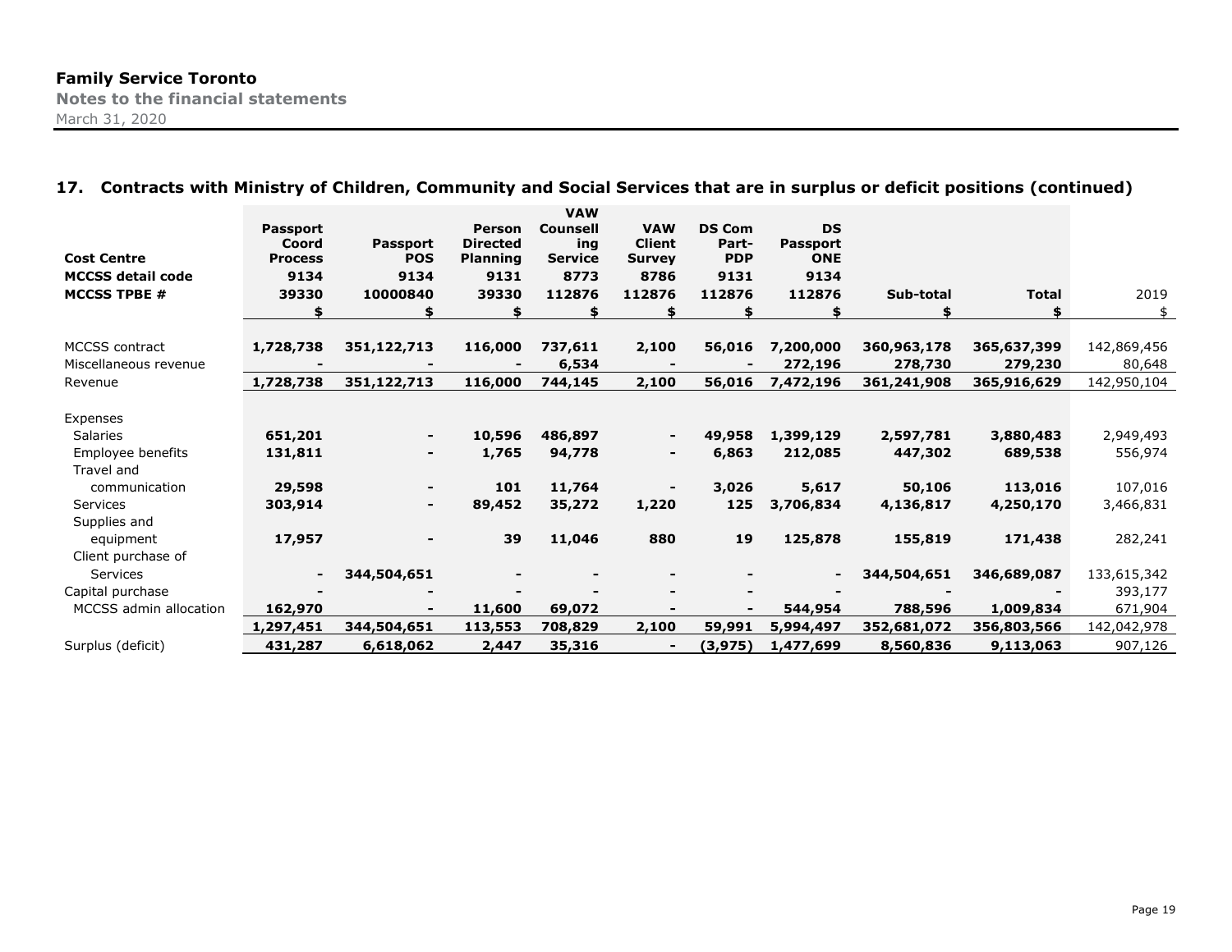## 17. Contracts with Ministry of Children, Community and Social Services that are in surplus or deficit positions (continued)

| Cost Centre | Passport Coord Process | Passport POS | Person Directed Planning | VAW Counselling Service | VAW Client Survey | DS Com Part-PDP | DS Passport ONE | | | |
|---|---|---|---|---|---|---|---|---|---|---|
| MCCSS detail code | 9134 | 9134 | 9131 | 8773 | 8786 | 9131 | 9134 | | | |
| MCCSS TPBE # | 39330 | 10000840 | 39330 | 112876 | 112876 | 112876 | 112876 | Sub-total | Total | 2019 |
| | $ | $ | $ | $ | $ | $ | $ | $ | $ | $ |
| MCCSS contract | 1,728,738 | 351,122,713 | 116,000 | 737,611 | 2,100 | 56,016 | 7,200,000 | 360,963,178 | 365,637,399 | 142,869,456 |
| Miscellaneous revenue | - | - | - | 6,534 | - | - | 272,196 | 278,730 | 279,230 | 80,648 |
| Revenue | 1,728,738 | 351,122,713 | 116,000 | 744,145 | 2,100 | 56,016 | 7,472,196 | 361,241,908 | 365,916,629 | 142,950,104 |
| Expenses | | | | | | | | | | |
| Salaries | 651,201 | - | 10,596 | 486,897 | - | 49,958 | 1,399,129 | 2,597,781 | 3,880,483 | 2,949,493 |
| Employee benefits | 131,811 | - | 1,765 | 94,778 | - | 6,863 | 212,085 | 447,302 | 689,538 | 556,974 |
| Travel and communication | 29,598 | - | 101 | 11,764 | - | 3,026 | 5,617 | 50,106 | 113,016 | 107,016 |
| Services | 303,914 | - | 89,452 | 35,272 | 1,220 | 125 | 3,706,834 | 4,136,817 | 4,250,170 | 3,466,831 |
| Supplies and equipment | 17,957 | - | 39 | 11,046 | 880 | 19 | 125,878 | 155,819 | 171,438 | 282,241 |
| Client purchase of Services | - | 344,504,651 | - | - | - | - | - | 344,504,651 | 346,689,087 | 133,615,342 |
| Capital purchase | - | - | - | - | - | - | - | - | - | 393,177 |
| MCCSS admin allocation | 162,970 | - | 11,600 | 69,072 | - | - | 544,954 | 788,596 | 1,009,834 | 671,904 |
| | 1,297,451 | 344,504,651 | 113,553 | 708,829 | 2,100 | 59,991 | 5,994,497 | 352,681,072 | 356,803,566 | 142,042,978 |
| Surplus (deficit) | 431,287 | 6,618,062 | 2,447 | 35,316 | - | (3,975) | 1,477,699 | 8,560,836 | 9,113,063 | 907,126 |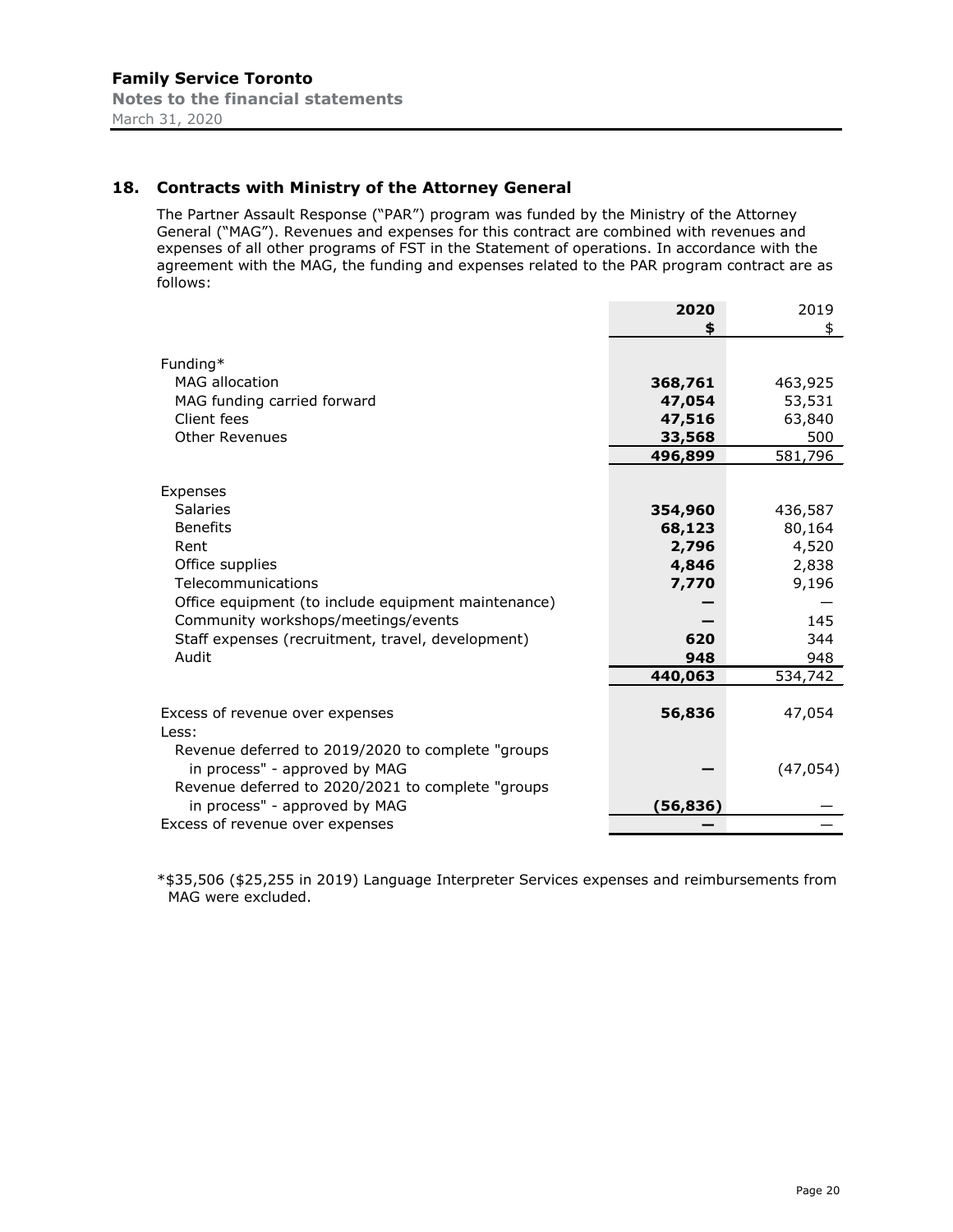## 18. Contracts with Ministry of the Attorney General

The Partner Assault Response ("PAR") program was funded by the Ministry of the Attorney General ("MAG"). Revenues and expenses for this contract are combined with revenues and expenses of all other programs of FST in the Statement of operations. In accordance with the agreement with the MAG, the funding and expenses related to the PAR program contract are as follows:

| | 2020<br>$ | 2019<br>$ |
|---|---|---|
| Funding* | | |
| MAG allocation | **368,761** | 463,925 |
| MAG funding carried forward | **47,054** | 53,531 |
| Client fees | **47,516** | 63,840 |
| Other Revenues | **33,568** | 500 |
| | **496,899** | 581,796 |
| Expenses | | |
| Salaries | **354,960** | 436,587 |
| Benefits | **68,123** | 80,164 |
| Rent | **2,796** | 4,520 |
| Office supplies | **4,846** | 2,838 |
| Telecommunications | **7,770** | 9,196 |
| Office equipment (to include equipment maintenance) | **—** | — |
| Community workshops/meetings/events | **—** | 145 |
| Staff expenses (recruitment, travel, development) | **620** | 344 |
| Audit | **948** | 948 |
| | **440,063** | 534,742 |
| Excess of revenue over expenses | **56,836** | 47,054 |
| Less: | | |
| Revenue deferred to 2019/2020 to complete "groups in process" - approved by MAG | **—** | (47,054) |
| Revenue deferred to 2020/2021 to complete "groups in process" - approved by MAG | **(56,836)** | — |
| Excess of revenue over expenses | **—** | — |

*$35,506 ($25,255 in 2019) Language Interpreter Services expenses and reimbursements from MAG were excluded.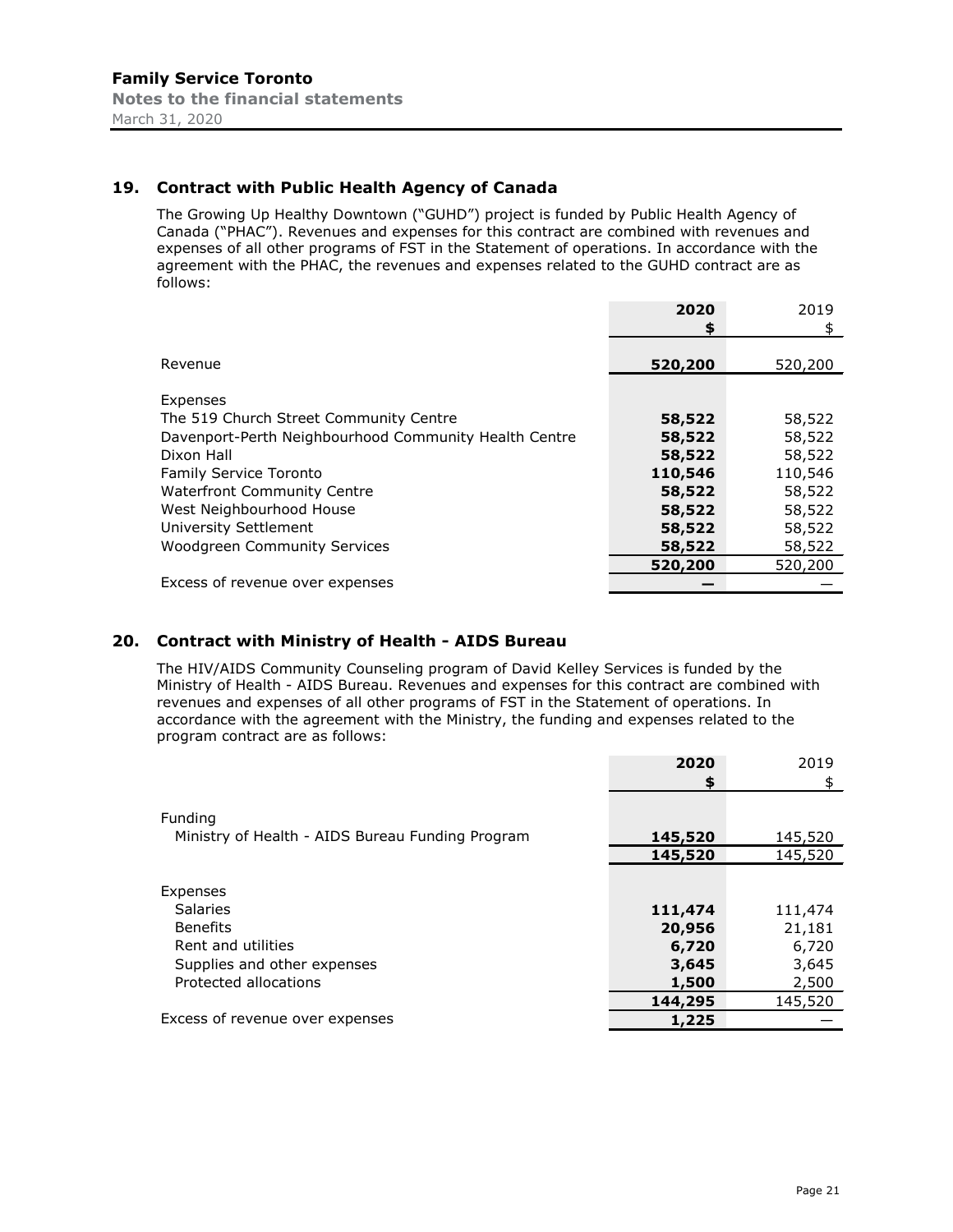## 19. Contract with Public Health Agency of Canada

The Growing Up Healthy Downtown ("GUHD") project is funded by Public Health Agency of Canada ("PHAC"). Revenues and expenses for this contract are combined with revenues and expenses of all other programs of FST in the Statement of operations. In accordance with the agreement with the PHAC, the revenues and expenses related to the GUHD contract are as follows:

| | **2020** | 2019 |
|---|---|---|
| | **$** | $ |
| Revenue | **520,200** | 520,200 |
| Expenses | | |
| The 519 Church Street Community Centre | **58,522** | 58,522 |
| Davenport-Perth Neighbourhood Community Health Centre | **58,522** | 58,522 |
| Dixon Hall | **58,522** | 58,522 |
| Family Service Toronto | **110,546** | 110,546 |
| Waterfront Community Centre | **58,522** | 58,522 |
| West Neighbourhood House | **58,522** | 58,522 |
| University Settlement | **58,522** | 58,522 |
| Woodgreen Community Services | **58,522** | 58,522 |
| | **520,200** | 520,200 |
| Excess of revenue over expenses | **—** | — |

## 20. Contract with Ministry of Health - AIDS Bureau

The HIV/AIDS Community Counseling program of David Kelley Services is funded by the Ministry of Health - AIDS Bureau. Revenues and expenses for this contract are combined with revenues and expenses of all other programs of FST in the Statement of operations. In accordance with the agreement with the Ministry, the funding and expenses related to the program contract are as follows:

| | **2020** | 2019 |
|---|---|---|
| | **$** | $ |
| Funding | | |
| Ministry of Health - AIDS Bureau Funding Program | **145,520** | 145,520 |
| | **145,520** | 145,520 |
| Expenses | | |
| Salaries | **111,474** | 111,474 |
| Benefits | **20,956** | 21,181 |
| Rent and utilities | **6,720** | 6,720 |
| Supplies and other expenses | **3,645** | 3,645 |
| Protected allocations | **1,500** | 2,500 |
| | **144,295** | 145,520 |
| Excess of revenue over expenses | **1,225** | — |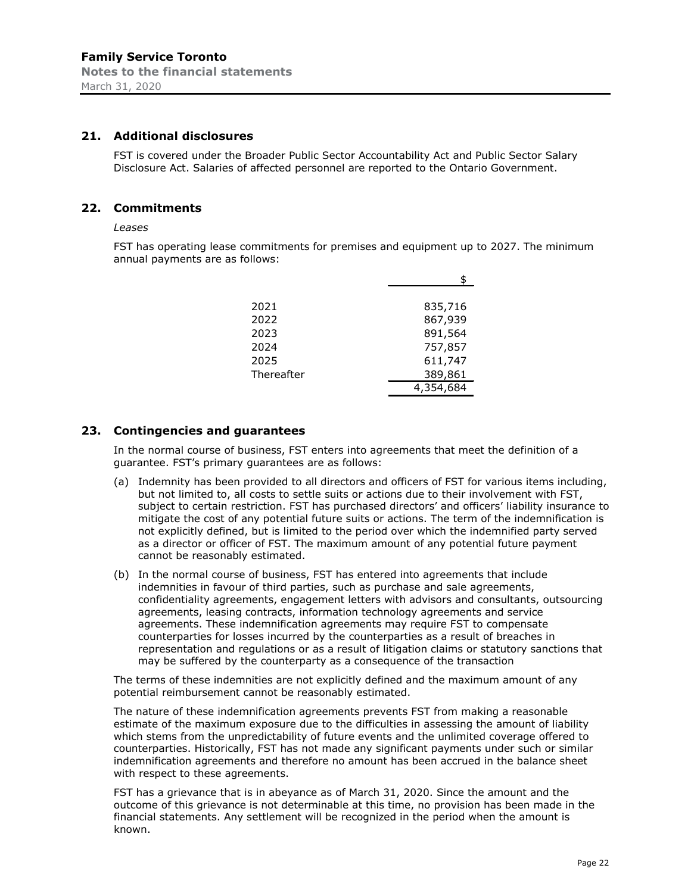## 21. Additional disclosures

FST is covered under the Broader Public Sector Accountability Act and Public Sector Salary Disclosure Act. Salaries of affected personnel are reported to the Ontario Government.

## 22. Commitments

*Leases*

FST has operating lease commitments for premises and equipment up to 2027. The minimum annual payments are as follows:

| | $ |
|---|---|
| 2021 | 835,716 |
| 2022 | 867,939 |
| 2023 | 891,564 |
| 2024 | 757,857 |
| 2025 | 611,747 |
| Thereafter | 389,861 |
| | 4,354,684 |

## 23. Contingencies and guarantees

In the normal course of business, FST enters into agreements that meet the definition of a guarantee. FST's primary guarantees are as follows:

(a) Indemnity has been provided to all directors and officers of FST for various items including, but not limited to, all costs to settle suits or actions due to their involvement with FST, subject to certain restriction. FST has purchased directors' and officers' liability insurance to mitigate the cost of any potential future suits or actions. The term of the indemnification is not explicitly defined, but is limited to the period over which the indemnified party served as a director or officer of FST. The maximum amount of any potential future payment cannot be reasonably estimated.

(b) In the normal course of business, FST has entered into agreements that include indemnities in favour of third parties, such as purchase and sale agreements, confidentiality agreements, engagement letters with advisors and consultants, outsourcing agreements, leasing contracts, information technology agreements and service agreements. These indemnification agreements may require FST to compensate counterparties for losses incurred by the counterparties as a result of breaches in representation and regulations or as a result of litigation claims or statutory sanctions that may be suffered by the counterparty as a consequence of the transaction

The terms of these indemnities are not explicitly defined and the maximum amount of any potential reimbursement cannot be reasonably estimated.

The nature of these indemnification agreements prevents FST from making a reasonable estimate of the maximum exposure due to the difficulties in assessing the amount of liability which stems from the unpredictability of future events and the unlimited coverage offered to counterparties. Historically, FST has not made any significant payments under such or similar indemnification agreements and therefore no amount has been accrued in the balance sheet with respect to these agreements.

FST has a grievance that is in abeyance as of March 31, 2020. Since the amount and the outcome of this grievance is not determinable at this time, no provision has been made in the financial statements. Any settlement will be recognized in the period when the amount is known.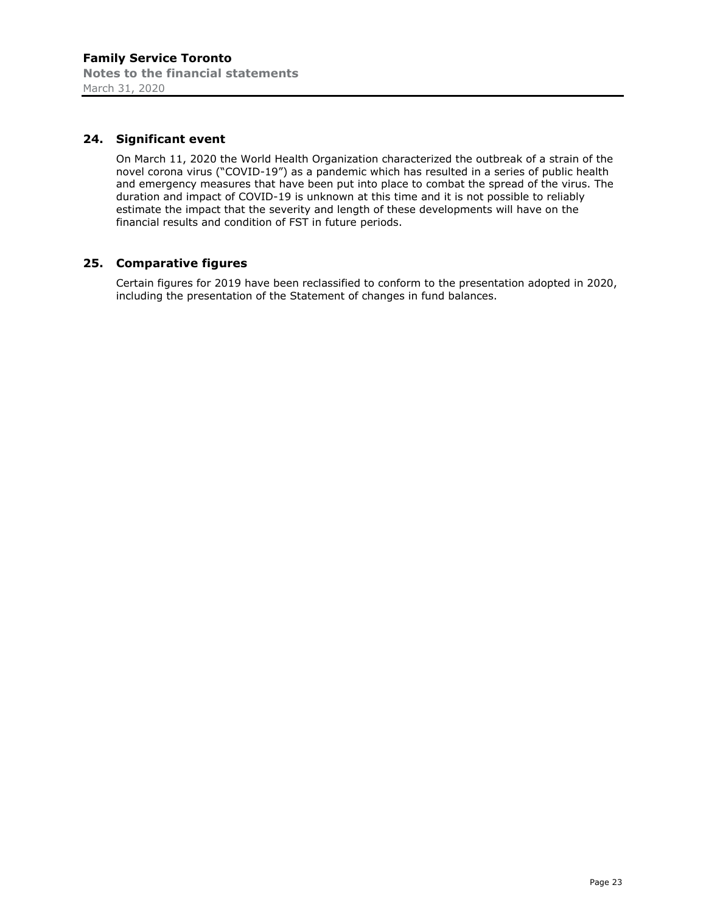## 24. Significant event

On March 11, 2020 the World Health Organization characterized the outbreak of a strain of the novel corona virus ("COVID-19") as a pandemic which has resulted in a series of public health and emergency measures that have been put into place to combat the spread of the virus. The duration and impact of COVID-19 is unknown at this time and it is not possible to reliably estimate the impact that the severity and length of these developments will have on the financial results and condition of FST in future periods.

## 25. Comparative figures

Certain figures for 2019 have been reclassified to conform to the presentation adopted in 2020, including the presentation of the Statement of changes in fund balances.